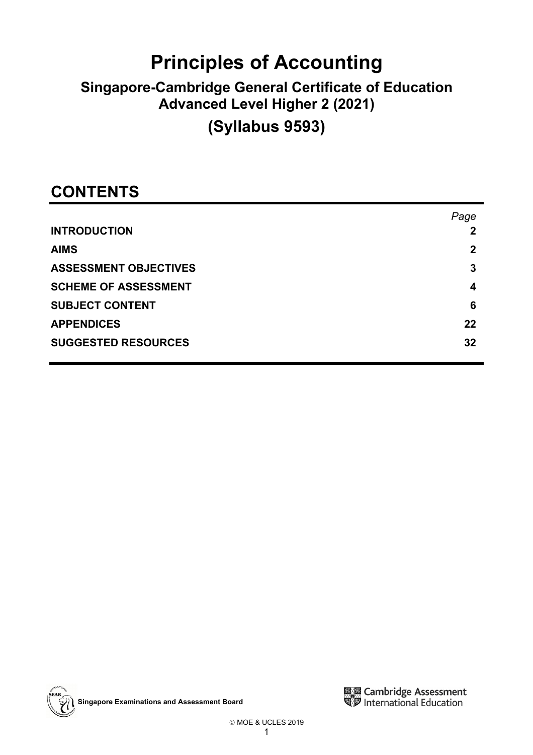# Principles of Accounting

## Singapore-Cambridge General Certificate of Education Advanced Level Higher 2 (2021)

## (Syllabus 9593)

## CONTENTS

| | *Page* |
|---|---|
| **INTRODUCTION** | **2** |
| **AIMS** | **2** |
| **ASSESSMENT OBJECTIVES** | **3** |
| **SCHEME OF ASSESSMENT** | **4** |
| **SUBJECT CONTENT** | **6** |
| **APPENDICES** | **22** |
| **SUGGESTED RESOURCES** | **32** |

**Singapore Examinations and Assessment Board**

Cambridge Assessment International Education

© MOE & UCLES 2019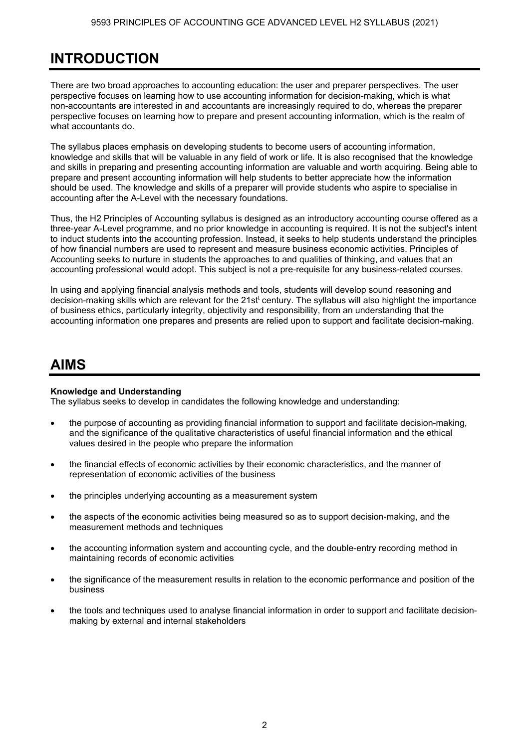# INTRODUCTION

There are two broad approaches to accounting education: the user and preparer perspectives. The user perspective focuses on learning how to use accounting information for decision-making, which is what non-accountants are interested in and accountants are increasingly required to do, whereas the preparer perspective focuses on learning how to prepare and present accounting information, which is the realm of what accountants do.

The syllabus places emphasis on developing students to become users of accounting information, knowledge and skills that will be valuable in any field of work or life. It is also recognised that the knowledge and skills in preparing and presenting accounting information are valuable and worth acquiring. Being able to prepare and present accounting information will help students to better appreciate how the information should be used. The knowledge and skills of a preparer will provide students who aspire to specialise in accounting after the A-Level with the necessary foundations.

Thus, the H2 Principles of Accounting syllabus is designed as an introductory accounting course offered as a three-year A-Level programme, and no prior knowledge in accounting is required. It is not the subject's intent to induct students into the accounting profession. Instead, it seeks to help students understand the principles of how financial numbers are used to represent and measure business economic activities. Principles of Accounting seeks to nurture in students the approaches to and qualities of thinking, and values that an accounting professional would adopt. This subject is not a pre-requisite for any business-related courses.

In using and applying financial analysis methods and tools, students will develop sound reasoning and decision-making skills which are relevant for the 21st century. The syllabus will also highlight the importance of business ethics, particularly integrity, objectivity and responsibility, from an understanding that the accounting information one prepares and presents are relied upon to support and facilitate decision-making.

# AIMS

**Knowledge and Understanding**
The syllabus seeks to develop in candidates the following knowledge and understanding:

- the purpose of accounting as providing financial information to support and facilitate decision-making, and the significance of the qualitative characteristics of useful financial information and the ethical values desired in the people who prepare the information

- the financial effects of economic activities by their economic characteristics, and the manner of representation of economic activities of the business

- the principles underlying accounting as a measurement system

- the aspects of the economic activities being measured so as to support decision-making, and the measurement methods and techniques

- the accounting information system and accounting cycle, and the double-entry recording method in maintaining records of economic activities

- the significance of the measurement results in relation to the economic performance and position of the business

- the tools and techniques used to analyse financial information in order to support and facilitate decision-making by external and internal stakeholders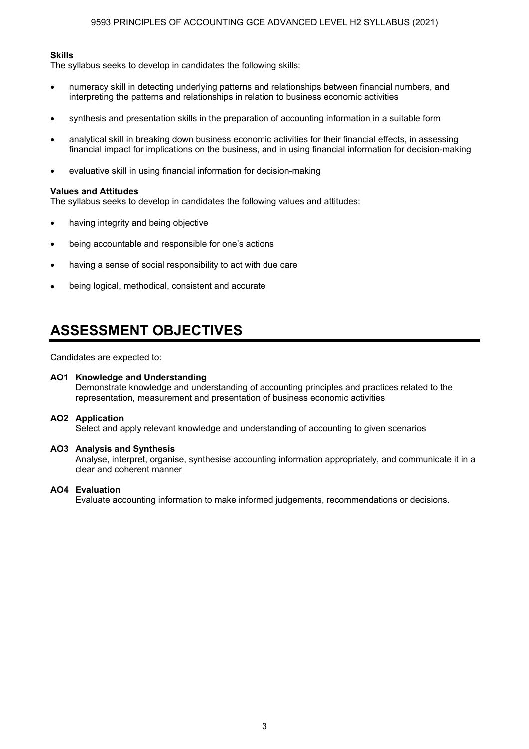**Skills**
The syllabus seeks to develop in candidates the following skills:

- numeracy skill in detecting underlying patterns and relationships between financial numbers, and interpreting the patterns and relationships in relation to business economic activities
- synthesis and presentation skills in the preparation of accounting information in a suitable form
- analytical skill in breaking down business economic activities for their financial effects, in assessing financial impact for implications on the business, and in using financial information for decision-making
- evaluative skill in using financial information for decision-making

**Values and Attitudes**
The syllabus seeks to develop in candidates the following values and attitudes:

- having integrity and being objective
- being accountable and responsible for one's actions
- having a sense of social responsibility to act with due care
- being logical, methodical, consistent and accurate

# ASSESSMENT OBJECTIVES

Candidates are expected to:

**AO1 Knowledge and Understanding**
Demonstrate knowledge and understanding of accounting principles and practices related to the representation, measurement and presentation of business economic activities

**AO2 Application**
Select and apply relevant knowledge and understanding of accounting to given scenarios

**AO3 Analysis and Synthesis**
Analyse, interpret, organise, synthesise accounting information appropriately, and communicate it in a clear and coherent manner

**AO4 Evaluation**
Evaluate accounting information to make informed judgements, recommendations or decisions.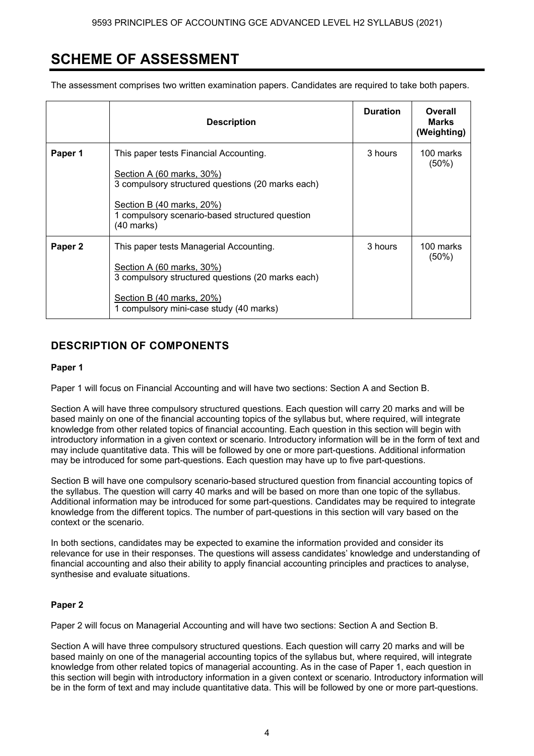# SCHEME OF ASSESSMENT

The assessment comprises two written examination papers. Candidates are required to take both papers.

| | Description | Duration | Overall Marks (Weighting) |
|---|---|---|---|
| **Paper 1** | This paper tests Financial Accounting.<br><br><u>Section A (60 marks, 30%)</u><br>3 compulsory structured questions (20 marks each)<br><br><u>Section B (40 marks, 20%)</u><br>1 compulsory scenario-based structured question (40 marks) | 3 hours | 100 marks (50%) |
| **Paper 2** | This paper tests Managerial Accounting.<br><br><u>Section A (60 marks, 30%)</u><br>3 compulsory structured questions (20 marks each)<br><br><u>Section B (40 marks, 20%)</u><br>1 compulsory mini-case study (40 marks) | 3 hours | 100 marks (50%) |

## DESCRIPTION OF COMPONENTS

**Paper 1**

Paper 1 will focus on Financial Accounting and will have two sections: Section A and Section B.

Section A will have three compulsory structured questions. Each question will carry 20 marks and will be based mainly on one of the financial accounting topics of the syllabus but, where required, will integrate knowledge from other related topics of financial accounting. Each question in this section will begin with introductory information in a given context or scenario. Introductory information will be in the form of text and may include quantitative data. This will be followed by one or more part-questions. Additional information may be introduced for some part-questions. Each question may have up to five part-questions.

Section B will have one compulsory scenario-based structured question from financial accounting topics of the syllabus. The question will carry 40 marks and will be based on more than one topic of the syllabus. Additional information may be introduced for some part-questions. Candidates may be required to integrate knowledge from the different topics. The number of part-questions in this section will vary based on the context or the scenario.

In both sections, candidates may be expected to examine the information provided and consider its relevance for use in their responses. The questions will assess candidates' knowledge and understanding of financial accounting and also their ability to apply financial accounting principles and practices to analyse, synthesise and evaluate situations.

**Paper 2**

Paper 2 will focus on Managerial Accounting and will have two sections: Section A and Section B.

Section A will have three compulsory structured questions. Each question will carry 20 marks and will be based mainly on one of the managerial accounting topics of the syllabus but, where required, will integrate knowledge from other related topics of managerial accounting. As in the case of Paper 1, each question in this section will begin with introductory information in a given context or scenario. Introductory information will be in the form of text and may include quantitative data. This will be followed by one or more part-questions.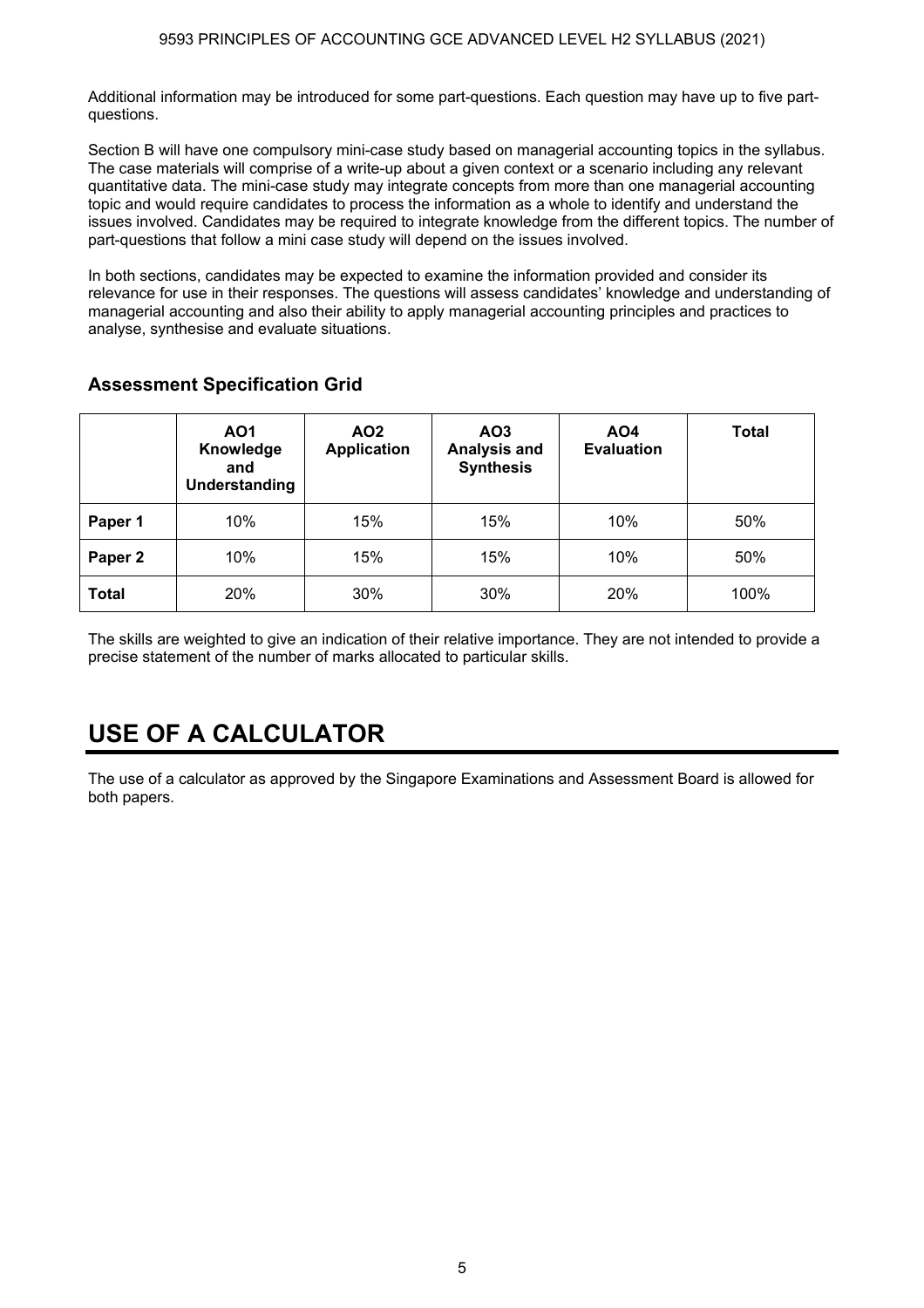Additional information may be introduced for some part-questions. Each question may have up to five part-questions.

Section B will have one compulsory mini-case study based on managerial accounting topics in the syllabus. The case materials will comprise of a write-up about a given context or a scenario including any relevant quantitative data. The mini-case study may integrate concepts from more than one managerial accounting topic and would require candidates to process the information as a whole to identify and understand the issues involved. Candidates may be required to integrate knowledge from the different topics. The number of part-questions that follow a mini case study will depend on the issues involved.

In both sections, candidates may be expected to examine the information provided and consider its relevance for use in their responses. The questions will assess candidates' knowledge and understanding of managerial accounting and also their ability to apply managerial accounting principles and practices to analyse, synthesise and evaluate situations.

### Assessment Specification Grid

| | AO1 Knowledge and Understanding | AO2 Application | AO3 Analysis and Synthesis | AO4 Evaluation | Total |
|---|---|---|---|---|---|
| **Paper 1** | 10% | 15% | 15% | 10% | 50% |
| **Paper 2** | 10% | 15% | 15% | 10% | 50% |
| **Total** | 20% | 30% | 30% | 20% | 100% |

The skills are weighted to give an indication of their relative importance. They are not intended to provide a precise statement of the number of marks allocated to particular skills.

# USE OF A CALCULATOR

The use of a calculator as approved by the Singapore Examinations and Assessment Board is allowed for both papers.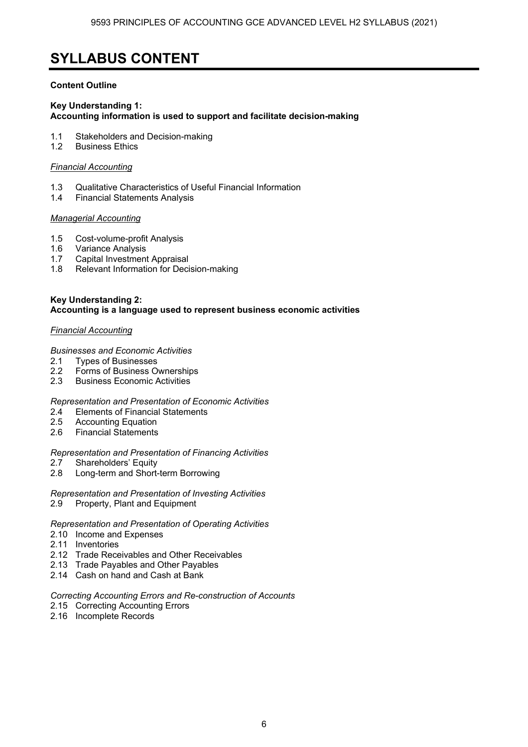# SYLLABUS CONTENT

**Content Outline**

**Key Understanding 1:**
**Accounting information is used to support and facilitate decision-making**

1.1 Stakeholders and Decision-making
1.2 Business Ethics

*Financial Accounting*

1.3 Qualitative Characteristics of Useful Financial Information
1.4 Financial Statements Analysis

*Managerial Accounting*

1.5 Cost-volume-profit Analysis
1.6 Variance Analysis
1.7 Capital Investment Appraisal
1.8 Relevant Information for Decision-making

**Key Understanding 2:**
**Accounting is a language used to represent business economic activities**

*Financial Accounting*

*Businesses and Economic Activities*
2.1 Types of Businesses
2.2 Forms of Business Ownerships
2.3 Business Economic Activities

*Representation and Presentation of Economic Activities*
2.4 Elements of Financial Statements
2.5 Accounting Equation
2.6 Financial Statements

*Representation and Presentation of Financing Activities*
2.7 Shareholders' Equity
2.8 Long-term and Short-term Borrowing

*Representation and Presentation of Investing Activities*
2.9 Property, Plant and Equipment

*Representation and Presentation of Operating Activities*
2.10 Income and Expenses
2.11 Inventories
2.12 Trade Receivables and Other Receivables
2.13 Trade Payables and Other Payables
2.14 Cash on hand and Cash at Bank

*Correcting Accounting Errors and Re-construction of Accounts*
2.15 Correcting Accounting Errors
2.16 Incomplete Records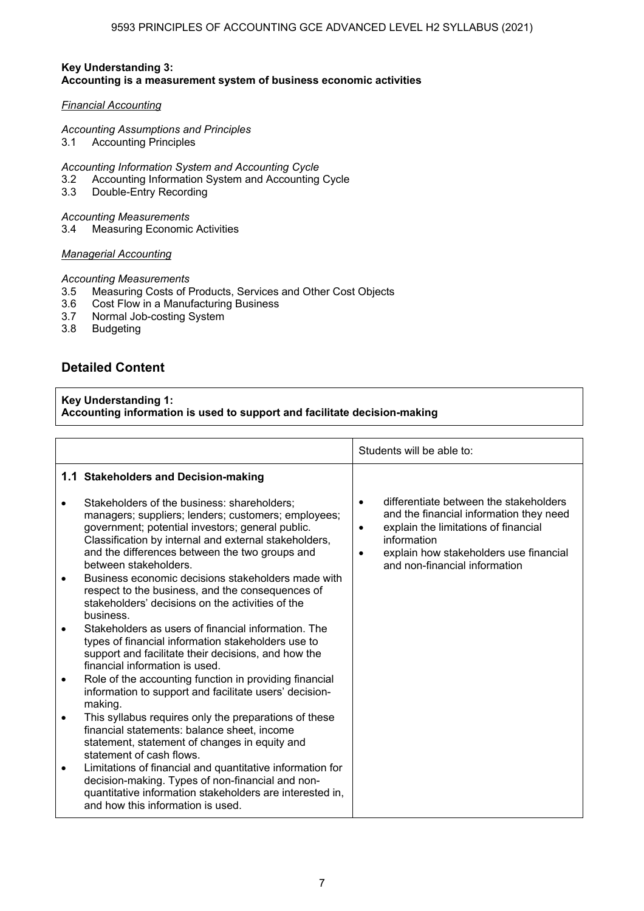**Key Understanding 3:**
**Accounting is a measurement system of business economic activities**

*Financial Accounting*

*Accounting Assumptions and Principles*
3.1 Accounting Principles

*Accounting Information System and Accounting Cycle*
3.2 Accounting Information System and Accounting Cycle
3.3 Double-Entry Recording

*Accounting Measurements*
3.4 Measuring Economic Activities

*Managerial Accounting*

*Accounting Measurements*
3.5 Measuring Costs of Products, Services and Other Cost Objects
3.6 Cost Flow in a Manufacturing Business
3.7 Normal Job-costing System
3.8 Budgeting

## Detailed Content

**Key Understanding 1:**
**Accounting information is used to support and facilitate decision-making**

| | Students will be able to: |
|---|---|
| **1.1 Stakeholders and Decision-making**<br><br>• Stakeholders of the business: shareholders; managers; suppliers; lenders; customers; employees; government; potential investors; general public. Classification by internal and external stakeholders, and the differences between the two groups and between stakeholders.<br>• Business economic decisions stakeholders made with respect to the business, and the consequences of stakeholders' decisions on the activities of the business.<br>• Stakeholders as users of financial information. The types of financial information stakeholders use to support and facilitate their decisions, and how the financial information is used.<br>• Role of the accounting function in providing financial information to support and facilitate users' decision-making.<br>• This syllabus requires only the preparations of these financial statements: balance sheet, income statement, statement of changes in equity and statement of cash flows.<br>• Limitations of financial and quantitative information for decision-making. Types of non-financial and non-quantitative information stakeholders are interested in, and how this information is used. | • differentiate between the stakeholders and the financial information they need<br>• explain the limitations of financial information<br>• explain how stakeholders use financial and non-financial information |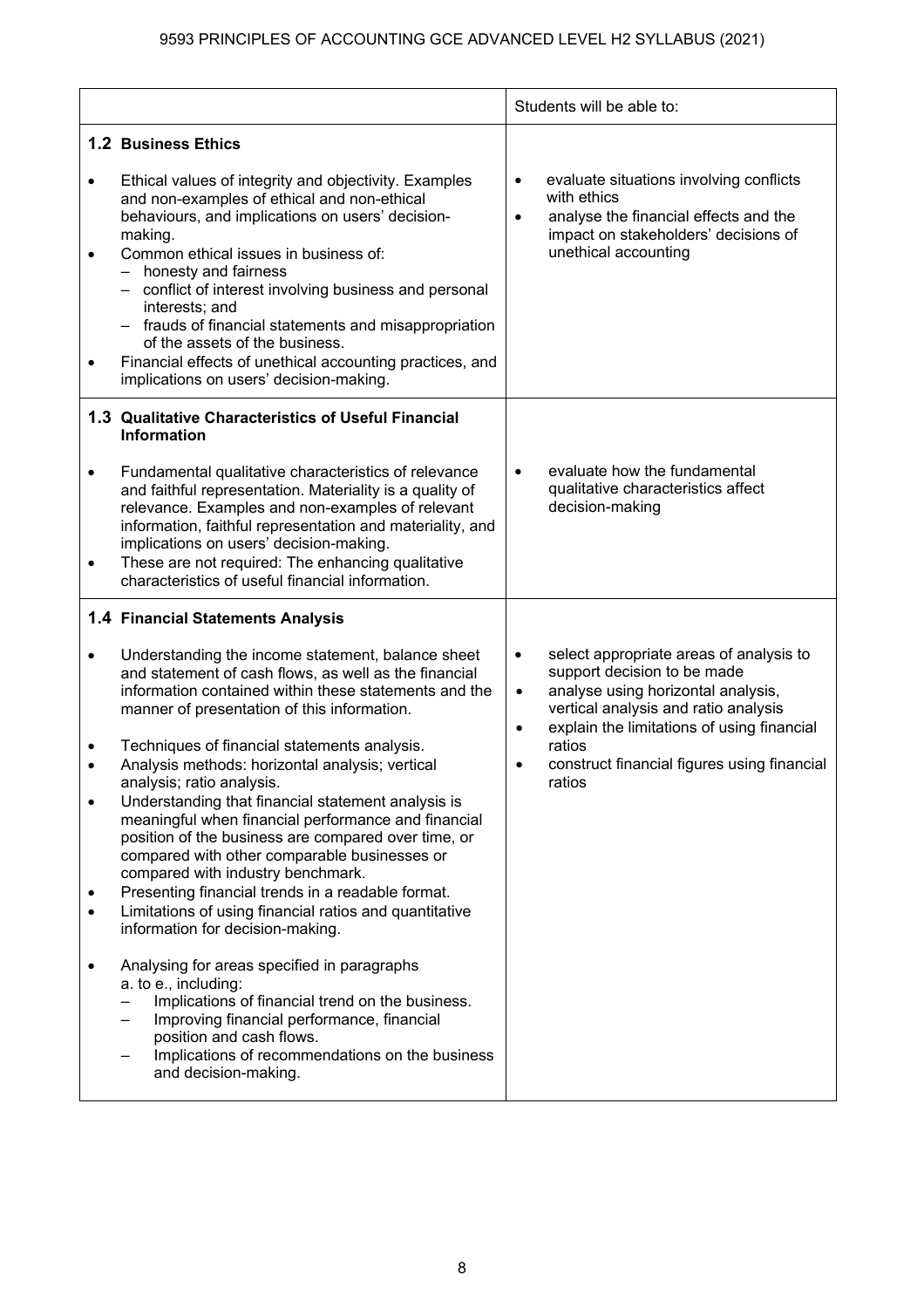| | Students will be able to: |
|---|---|
| **1.2 Business Ethics**<br><br>• Ethical values of integrity and objectivity. Examples and non-examples of ethical and non-ethical behaviours, and implications on users' decision-making.<br>• Common ethical issues in business of:<br>  – honesty and fairness<br>  – conflict of interest involving business and personal interests; and<br>  – frauds of financial statements and misappropriation of the assets of the business.<br>• Financial effects of unethical accounting practices, and implications on users' decision-making. | • evaluate situations involving conflicts with ethics<br>• analyse the financial effects and the impact on stakeholders' decisions of unethical accounting |
| **1.3 Qualitative Characteristics of Useful Financial Information**<br><br>• Fundamental qualitative characteristics of relevance and faithful representation. Materiality is a quality of relevance. Examples and non-examples of relevant information, faithful representation and materiality, and implications on users' decision-making.<br>• These are not required: The enhancing qualitative characteristics of useful financial information. | • evaluate how the fundamental qualitative characteristics affect decision-making |
| **1.4 Financial Statements Analysis**<br><br>• Understanding the income statement, balance sheet and statement of cash flows, as well as the financial information contained within these statements and the manner of presentation of this information.<br><br>• Techniques of financial statements analysis.<br>• Analysis methods: horizontal analysis; vertical analysis; ratio analysis.<br>• Understanding that financial statement analysis is meaningful when financial performance and financial position of the business are compared over time, or compared with other comparable businesses or compared with industry benchmark.<br>• Presenting financial trends in a readable format.<br>• Limitations of using financial ratios and quantitative information for decision-making.<br><br>• Analysing for areas specified in paragraphs a. to e., including:<br>  – Implications of financial trend on the business.<br>  – Improving financial performance, financial position and cash flows.<br>  – Implications of recommendations on the business and decision-making. | • select appropriate areas of analysis to support decision to be made<br>• analyse using horizontal analysis, vertical analysis and ratio analysis<br>• explain the limitations of using financial ratios<br>• construct financial figures using financial ratios |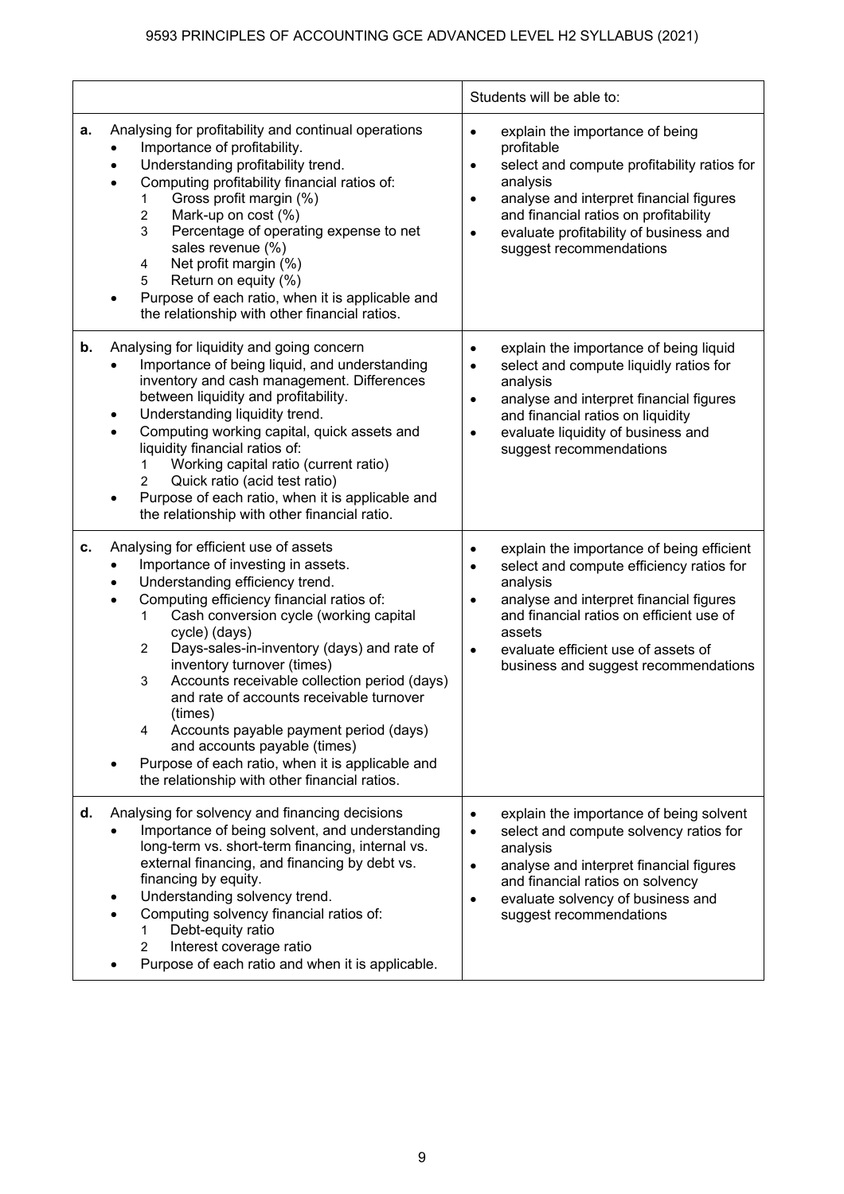| | | Students will be able to: |
|---|---|---|
| **a.** | Analysing for profitability and continual operations<br>• Importance of profitability.<br>• Understanding profitability trend.<br>• Computing profitability financial ratios of:<br>1 Gross profit margin (%)<br>2 Mark-up on cost (%)<br>3 Percentage of operating expense to net sales revenue (%)<br>4 Net profit margin (%)<br>5 Return on equity (%)<br>• Purpose of each ratio, when it is applicable and the relationship with other financial ratios. | • explain the importance of being profitable<br>• select and compute profitability ratios for analysis<br>• analyse and interpret financial figures and financial ratios on profitability<br>• evaluate profitability of business and suggest recommendations |
| **b.** | Analysing for liquidity and going concern<br>• Importance of being liquid, and understanding inventory and cash management. Differences between liquidity and profitability.<br>• Understanding liquidity trend.<br>• Computing working capital, quick assets and liquidity financial ratios of:<br>1 Working capital ratio (current ratio)<br>2 Quick ratio (acid test ratio)<br>• Purpose of each ratio, when it is applicable and the relationship with other financial ratio. | • explain the importance of being liquid<br>• select and compute liquidly ratios for analysis<br>• analyse and interpret financial figures and financial ratios on liquidity<br>• evaluate liquidity of business and suggest recommendations |
| **c.** | Analysing for efficient use of assets<br>• Importance of investing in assets.<br>• Understanding efficiency trend.<br>• Computing efficiency financial ratios of:<br>1 Cash conversion cycle (working capital cycle) (days)<br>2 Days-sales-in-inventory (days) and rate of inventory turnover (times)<br>3 Accounts receivable collection period (days) and rate of accounts receivable turnover (times)<br>4 Accounts payable payment period (days) and accounts payable (times)<br>• Purpose of each ratio, when it is applicable and the relationship with other financial ratios. | • explain the importance of being efficient<br>• select and compute efficiency ratios for analysis<br>• analyse and interpret financial figures and financial ratios on efficient use of assets<br>• evaluate efficient use of assets of business and suggest recommendations |
| **d.** | Analysing for solvency and financing decisions<br>• Importance of being solvent, and understanding long-term vs. short-term financing, internal vs. external financing, and financing by debt vs. financing by equity.<br>• Understanding solvency trend.<br>• Computing solvency financial ratios of:<br>1 Debt-equity ratio<br>2 Interest coverage ratio<br>• Purpose of each ratio and when it is applicable. | • explain the importance of being solvent<br>• select and compute solvency ratios for analysis<br>• analyse and interpret financial figures and financial ratios on solvency<br>• evaluate solvency of business and suggest recommendations |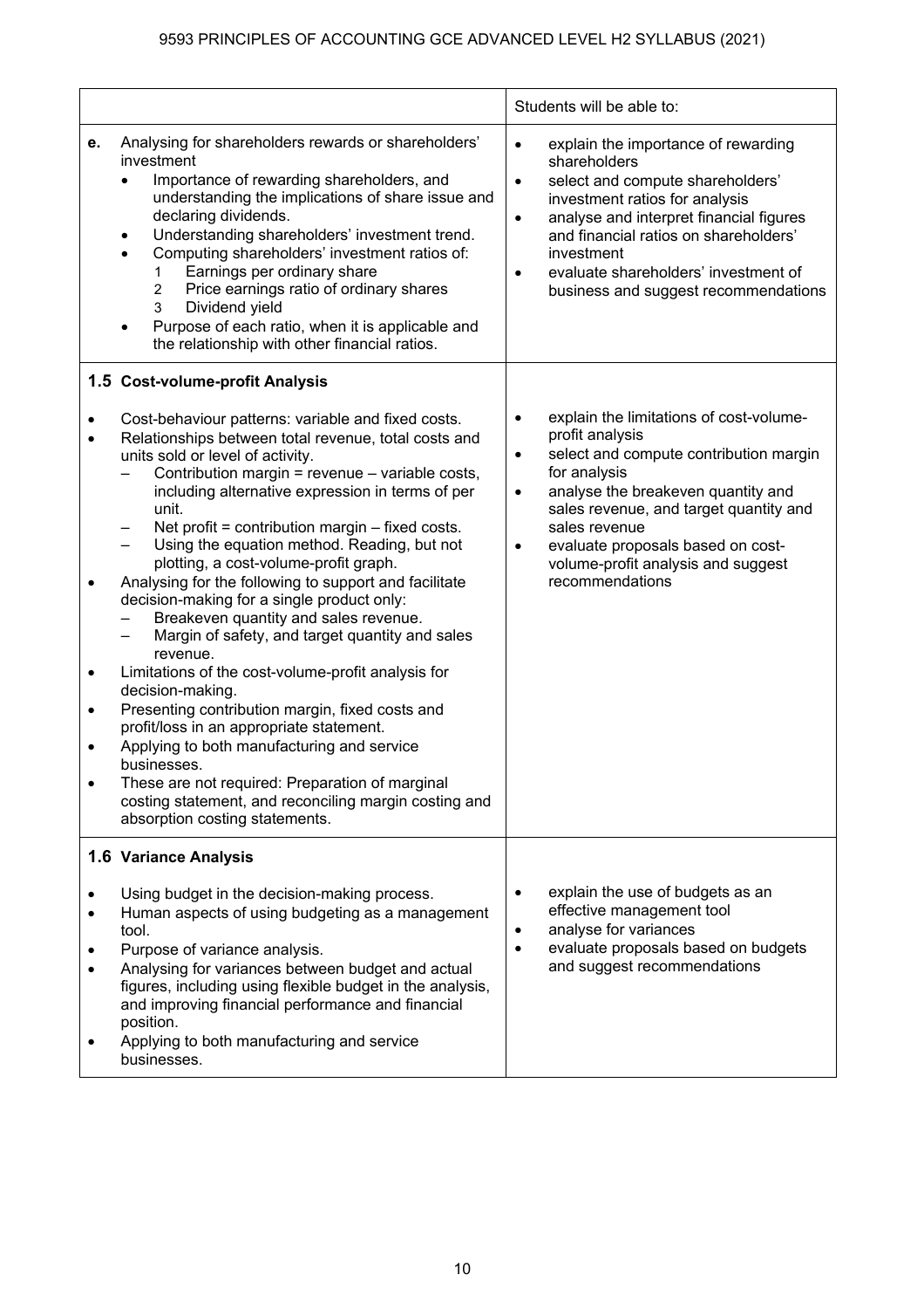| | Students will be able to: |
|---|---|
| **e.** Analysing for shareholders rewards or shareholders' investment<br>• Importance of rewarding shareholders, and understanding the implications of share issue and declaring dividends.<br>• Understanding shareholders' investment trend.<br>• Computing shareholders' investment ratios of:<br>1 Earnings per ordinary share<br>2 Price earnings ratio of ordinary shares<br>3 Dividend yield<br>• Purpose of each ratio, when it is applicable and the relationship with other financial ratios. | • explain the importance of rewarding shareholders<br>• select and compute shareholders' investment ratios for analysis<br>• analyse and interpret financial figures and financial ratios on shareholders' investment<br>• evaluate shareholders' investment of business and suggest recommendations |
| **1.5 Cost-volume-profit Analysis**<br>• Cost-behaviour patterns: variable and fixed costs.<br>• Relationships between total revenue, total costs and units sold or level of activity.<br>– Contribution margin = revenue – variable costs, including alternative expression in terms of per unit.<br>– Net profit = contribution margin – fixed costs.<br>– Using the equation method. Reading, but not plotting, a cost-volume-profit graph.<br>• Analysing for the following to support and facilitate decision-making for a single product only:<br>– Breakeven quantity and sales revenue.<br>– Margin of safety, and target quantity and sales revenue.<br>• Limitations of the cost-volume-profit analysis for decision-making.<br>• Presenting contribution margin, fixed costs and profit/loss in an appropriate statement.<br>• Applying to both manufacturing and service businesses.<br>• These are not required: Preparation of marginal costing statement, and reconciling margin costing and absorption costing statements. | • explain the limitations of cost-volume-profit analysis<br>• select and compute contribution margin for analysis<br>• analyse the breakeven quantity and sales revenue, and target quantity and sales revenue<br>• evaluate proposals based on cost-volume-profit analysis and suggest recommendations |
| **1.6 Variance Analysis**<br>• Using budget in the decision-making process.<br>• Human aspects of using budgeting as a management tool.<br>• Purpose of variance analysis.<br>• Analysing for variances between budget and actual figures, including using flexible budget in the analysis, and improving financial performance and financial position.<br>• Applying to both manufacturing and service businesses. | • explain the use of budgets as an effective management tool<br>• analyse for variances<br>• evaluate proposals based on budgets and suggest recommendations |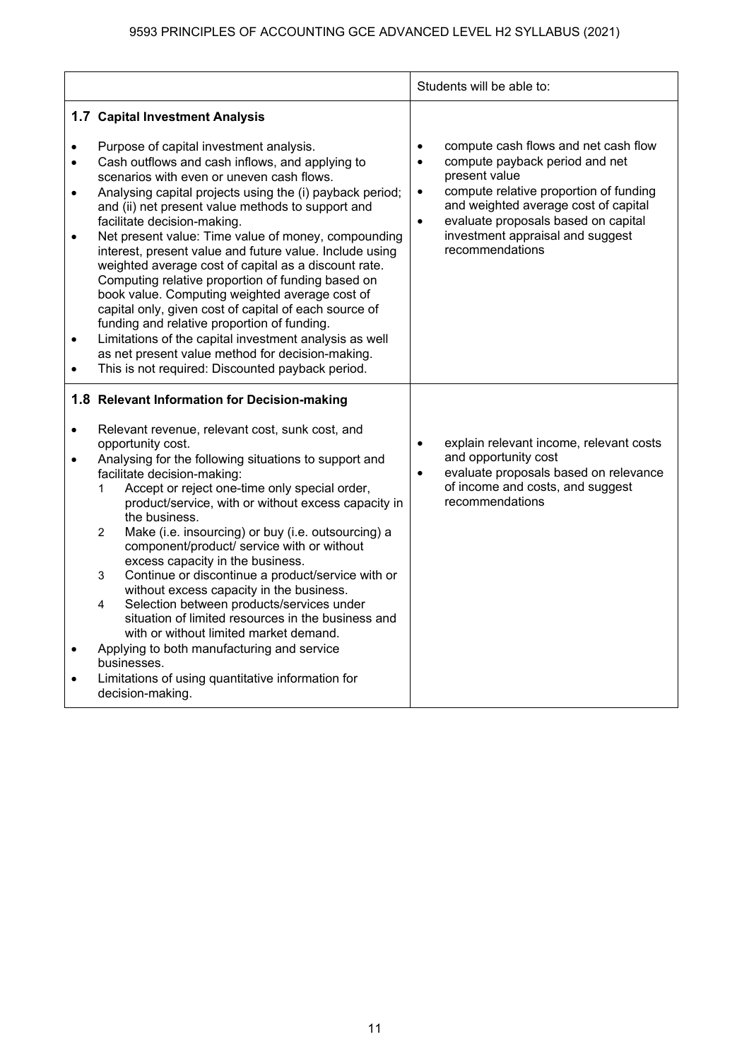| | Students will be able to: |
|---|---|
| **1.7 Capital Investment Analysis**<br><br>• Purpose of capital investment analysis.<br>• Cash outflows and cash inflows, and applying to scenarios with even or uneven cash flows.<br>• Analysing capital projects using the (i) payback period; and (ii) net present value methods to support and facilitate decision-making.<br>• Net present value: Time value of money, compounding interest, present value and future value. Include using weighted average cost of capital as a discount rate. Computing relative proportion of funding based on book value. Computing weighted average cost of capital only, given cost of capital of each source of funding and relative proportion of funding.<br>• Limitations of the capital investment analysis as well as net present value method for decision-making.<br>• This is not required: Discounted payback period. | • compute cash flows and net cash flow<br>• compute payback period and net present value<br>• compute relative proportion of funding and weighted average cost of capital<br>• evaluate proposals based on capital investment appraisal and suggest recommendations |
| **1.8 Relevant Information for Decision-making**<br><br>• Relevant revenue, relevant cost, sunk cost, and opportunity cost.<br>• Analysing for the following situations to support and facilitate decision-making:<br>1 Accept or reject one-time only special order, product/service, with or without excess capacity in the business.<br>2 Make (i.e. insourcing) or buy (i.e. outsourcing) a component/product/ service with or without excess capacity in the business.<br>3 Continue or discontinue a product/service with or without excess capacity in the business.<br>4 Selection between products/services under situation of limited resources in the business and with or without limited market demand.<br>• Applying to both manufacturing and service businesses.<br>• Limitations of using quantitative information for decision-making. | • explain relevant income, relevant costs and opportunity cost<br>• evaluate proposals based on relevance of income and costs, and suggest recommendations |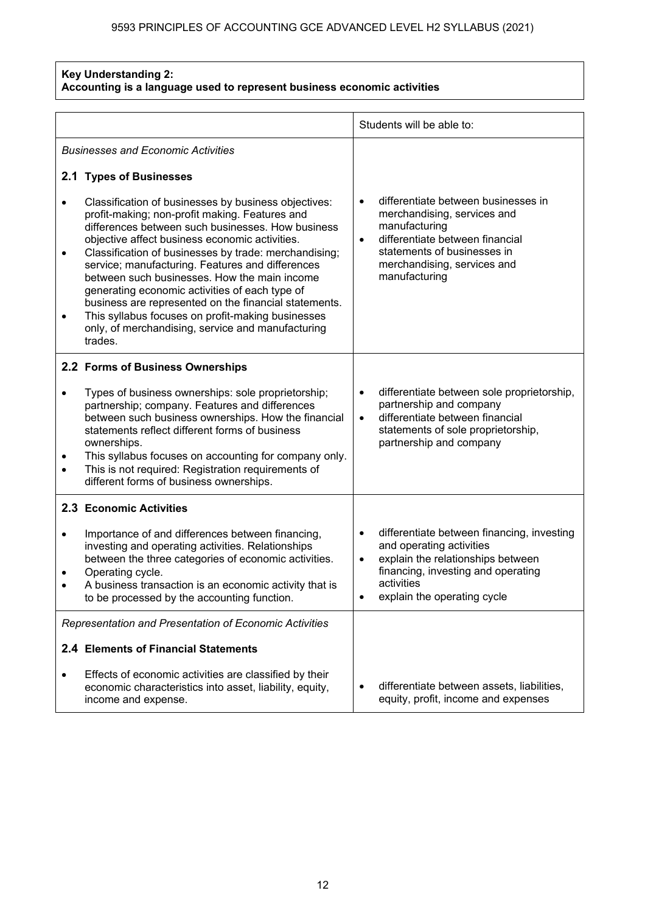**Key Understanding 2:**
**Accounting is a language used to represent business economic activities**

| | Students will be able to: |
|---|---|
| *Businesses and Economic Activities* | |
| **2.1 Types of Businesses**<br>• Classification of businesses by business objectives: profit-making; non-profit making. Features and differences between such businesses. How business objective affect business economic activities.<br>• Classification of businesses by trade: merchandising; service; manufacturing. Features and differences between such businesses. How the main income generating economic activities of each type of business are represented on the financial statements.<br>• This syllabus focuses on profit-making businesses only, of merchandising, service and manufacturing trades. | • differentiate between businesses in merchandising, services and manufacturing<br>• differentiate between financial statements of businesses in merchandising, services and manufacturing |
| **2.2 Forms of Business Ownerships**<br>• Types of business ownerships: sole proprietorship; partnership; company. Features and differences between such business ownerships. How the financial statements reflect different forms of business ownerships.<br>• This syllabus focuses on accounting for company only.<br>• This is not required: Registration requirements of different forms of business ownerships. | • differentiate between sole proprietorship, partnership and company<br>• differentiate between financial statements of sole proprietorship, partnership and company |
| **2.3 Economic Activities**<br>• Importance of and differences between financing, investing and operating activities. Relationships between the three categories of economic activities.<br>• Operating cycle.<br>• A business transaction is an economic activity that is to be processed by the accounting function. | • differentiate between financing, investing and operating activities<br>• explain the relationships between financing, investing and operating activities<br>• explain the operating cycle |
| *Representation and Presentation of Economic Activities* | |
| **2.4 Elements of Financial Statements**<br>• Effects of economic activities are classified by their economic characteristics into asset, liability, equity, income and expense. | • differentiate between assets, liabilities, equity, profit, income and expenses |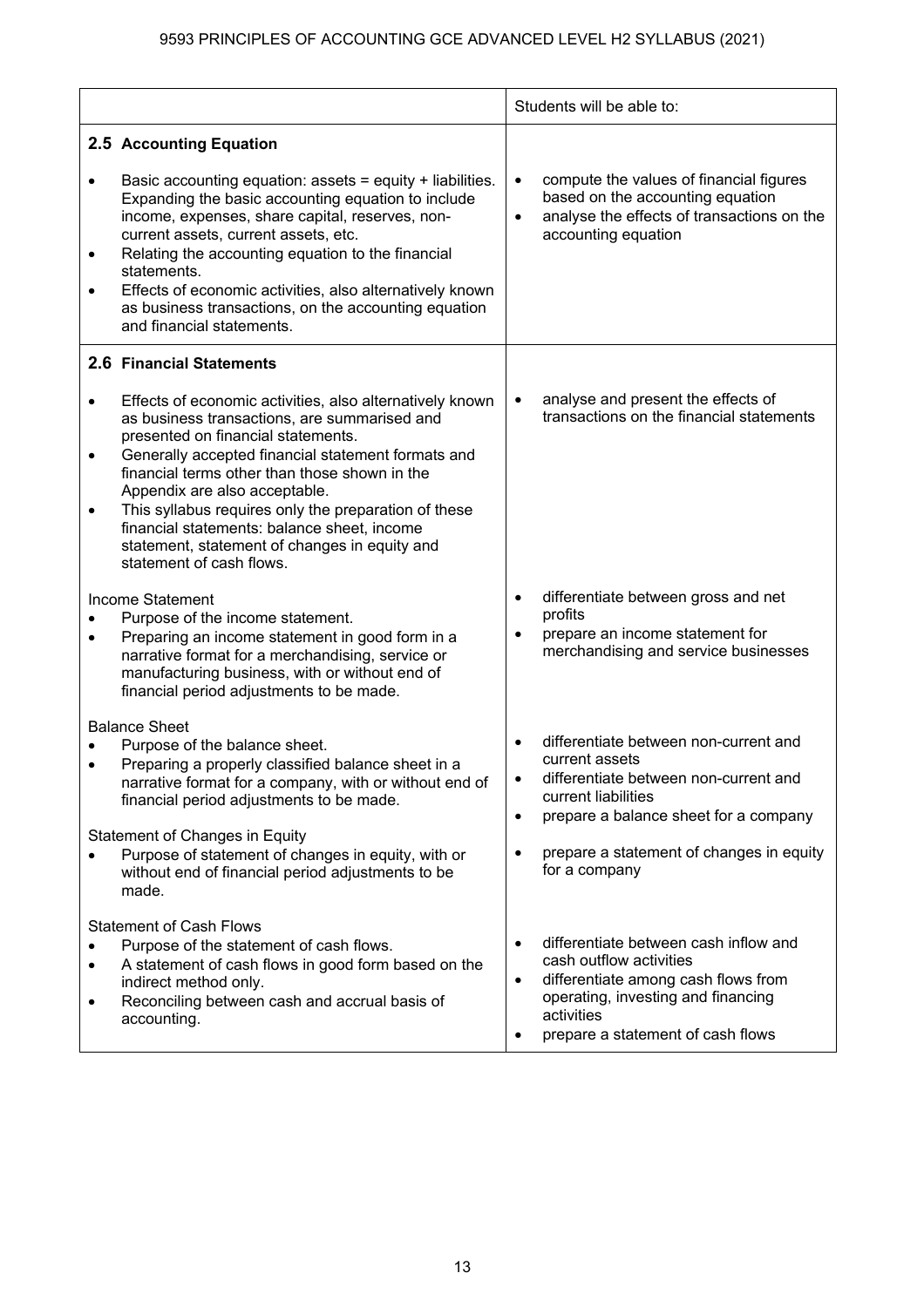| | Students will be able to: |
|---|---|
| **2.5 Accounting Equation**<br><br>• Basic accounting equation: assets = equity + liabilities. Expanding the basic accounting equation to include income, expenses, share capital, reserves, non-current assets, current assets, etc.<br>• Relating the accounting equation to the financial statements.<br>• Effects of economic activities, also alternatively known as business transactions, on the accounting equation and financial statements. | • compute the values of financial figures based on the accounting equation<br>• analyse the effects of transactions on the accounting equation |
| **2.6 Financial Statements**<br><br>• Effects of economic activities, also alternatively known as business transactions, are summarised and presented on financial statements.<br>• Generally accepted financial statement formats and financial terms other than those shown in the Appendix are also acceptable.<br>• This syllabus requires only the preparation of these financial statements: balance sheet, income statement, statement of changes in equity and statement of cash flows. | • analyse and present the effects of transactions on the financial statements |
| Income Statement<br>• Purpose of the income statement.<br>• Preparing an income statement in good form in a narrative format for a merchandising, service or manufacturing business, with or without end of financial period adjustments to be made. | • differentiate between gross and net profits<br>• prepare an income statement for merchandising and service businesses |
| Balance Sheet<br>• Purpose of the balance sheet.<br>• Preparing a properly classified balance sheet in a narrative format for a company, with or without end of financial period adjustments to be made. | • differentiate between non-current and current assets<br>• differentiate between non-current and current liabilities<br>• prepare a balance sheet for a company |
| Statement of Changes in Equity<br>• Purpose of statement of changes in equity, with or without end of financial period adjustments to be made. | • prepare a statement of changes in equity for a company |
| Statement of Cash Flows<br>• Purpose of the statement of cash flows.<br>• A statement of cash flows in good form based on the indirect method only.<br>• Reconciling between cash and accrual basis of accounting. | • differentiate between cash inflow and cash outflow activities<br>• differentiate among cash flows from operating, investing and financing activities<br>• prepare a statement of cash flows |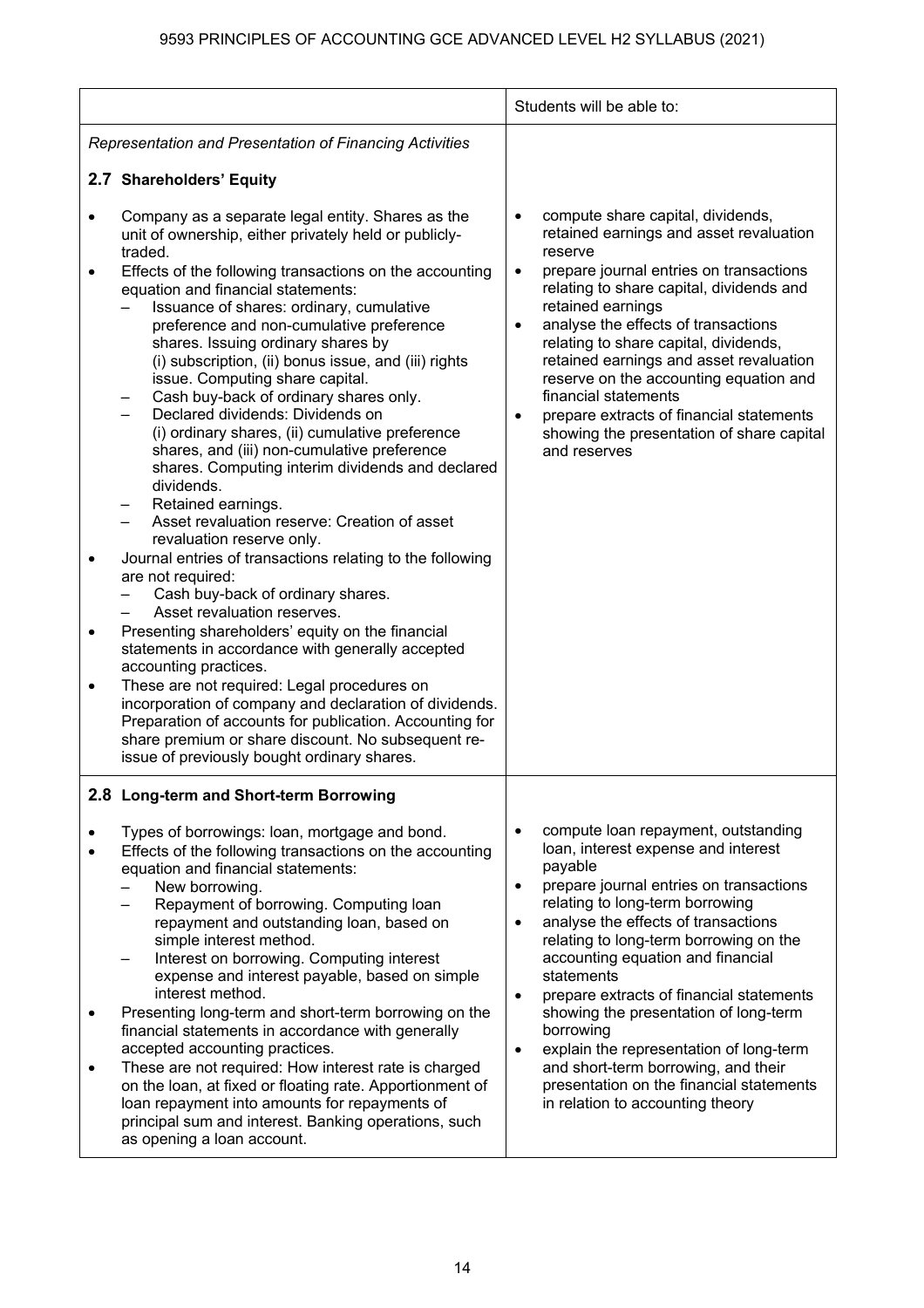| | Students will be able to: |
|---|---|
| *Representation and Presentation of Financing Activities*<br><br>**2.7 Shareholders' Equity**<br><br>• Company as a separate legal entity. Shares as the unit of ownership, either privately held or publicly-traded.<br>• Effects of the following transactions on the accounting equation and financial statements:<br>  – Issuance of shares: ordinary, cumulative preference and non-cumulative preference shares. Issuing ordinary shares by (i) subscription, (ii) bonus issue, and (iii) rights issue. Computing share capital.<br>  – Cash buy-back of ordinary shares only.<br>  – Declared dividends: Dividends on (i) ordinary shares, (ii) cumulative preference shares, and (iii) non-cumulative preference shares. Computing interim dividends and declared dividends.<br>  – Retained earnings.<br>  – Asset revaluation reserve: Creation of asset revaluation reserve only.<br>• Journal entries of transactions relating to the following are not required:<br>  – Cash buy-back of ordinary shares.<br>  – Asset revaluation reserves.<br>• Presenting shareholders' equity on the financial statements in accordance with generally accepted accounting practices.<br>• These are not required: Legal procedures on incorporation of company and declaration of dividends. Preparation of accounts for publication. Accounting for share premium or share discount. No subsequent re-issue of previously bought ordinary shares. | • compute share capital, dividends, retained earnings and asset revaluation reserve<br>• prepare journal entries on transactions relating to share capital, dividends and retained earnings<br>• analyse the effects of transactions relating to share capital, dividends, retained earnings and asset revaluation reserve on the accounting equation and financial statements<br>• prepare extracts of financial statements showing the presentation of share capital and reserves |
| **2.8 Long-term and Short-term Borrowing**<br><br>• Types of borrowings: loan, mortgage and bond.<br>• Effects of the following transactions on the accounting equation and financial statements:<br>  – New borrowing.<br>  – Repayment of borrowing. Computing loan repayment and outstanding loan, based on simple interest method.<br>  – Interest on borrowing. Computing interest expense and interest payable, based on simple interest method.<br>• Presenting long-term and short-term borrowing on the financial statements in accordance with generally accepted accounting practices.<br>• These are not required: How interest rate is charged on the loan, at fixed or floating rate. Apportionment of loan repayment into amounts for repayments of principal sum and interest. Banking operations, such as opening a loan account. | • compute loan repayment, outstanding loan, interest expense and interest payable<br>• prepare journal entries on transactions relating to long-term borrowing<br>• analyse the effects of transactions relating to long-term borrowing on the accounting equation and financial statements<br>• prepare extracts of financial statements showing the presentation of long-term borrowing<br>• explain the representation of long-term and short-term borrowing, and their presentation on the financial statements in relation to accounting theory |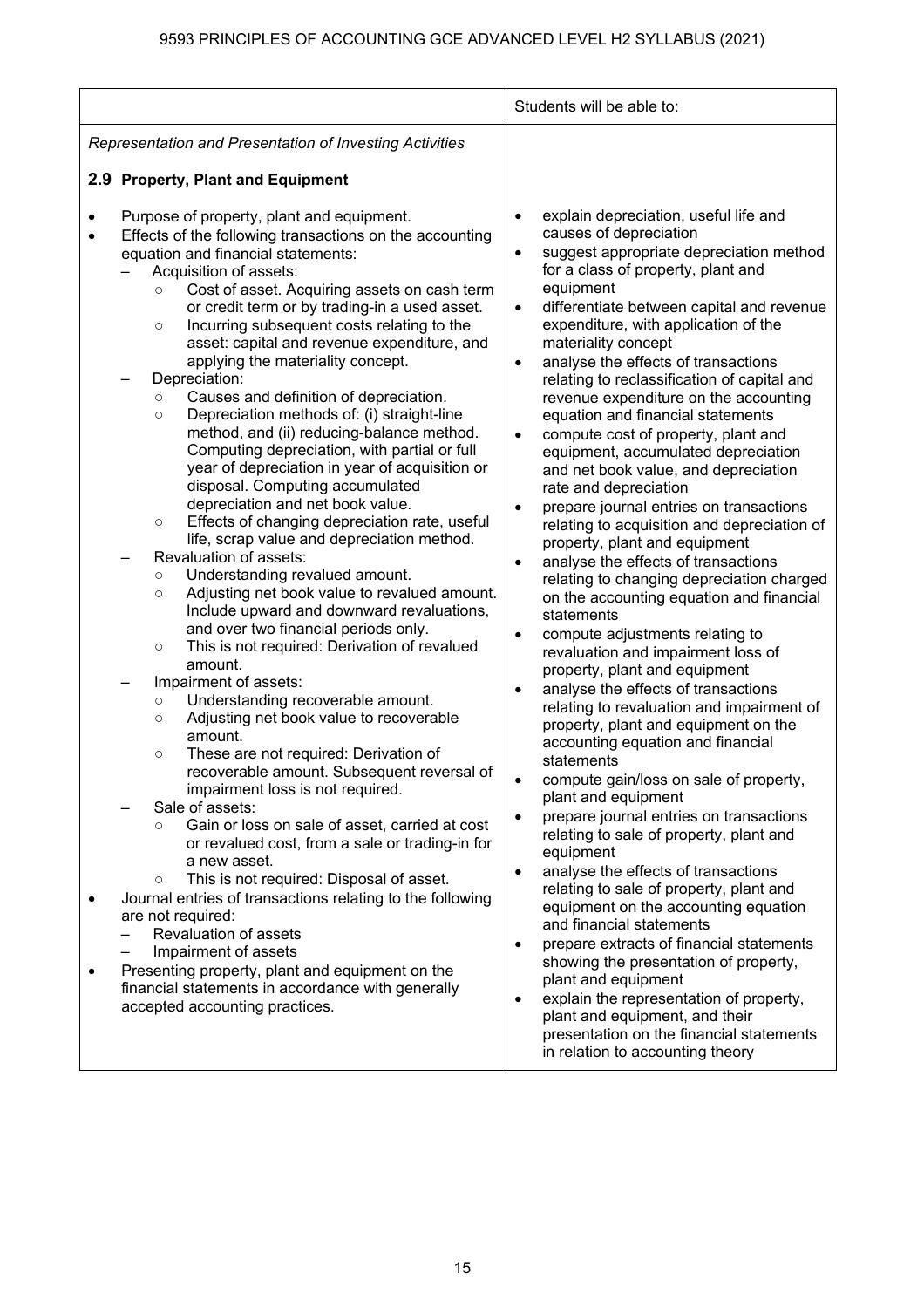| | Students will be able to: |
|---|---|
| *Representation and Presentation of Investing Activities*<br><br>**2.9 Property, Plant and Equipment**<br><br>• Purpose of property, plant and equipment.<br>• Effects of the following transactions on the accounting equation and financial statements:<br>– Acquisition of assets:<br>○ Cost of asset. Acquiring assets on cash term or credit term or by trading-in a used asset.<br>○ Incurring subsequent costs relating to the asset: capital and revenue expenditure, and applying the materiality concept.<br>– Depreciation:<br>○ Causes and definition of depreciation.<br>○ Depreciation methods of: (i) straight-line method, and (ii) reducing-balance method. Computing depreciation, with partial or full year of depreciation in year of acquisition or disposal. Computing accumulated depreciation and net book value.<br>○ Effects of changing depreciation rate, useful life, scrap value and depreciation method.<br>– Revaluation of assets:<br>○ Understanding revalued amount.<br>○ Adjusting net book value to revalued amount. Include upward and downward revaluations, and over two financial periods only.<br>○ This is not required: Derivation of revalued amount.<br>– Impairment of assets:<br>○ Understanding recoverable amount.<br>○ Adjusting net book value to recoverable amount.<br>○ These are not required: Derivation of recoverable amount. Subsequent reversal of impairment loss is not required.<br>– Sale of assets:<br>○ Gain or loss on sale of asset, carried at cost or revalued cost, from a sale or trading-in for a new asset.<br>○ This is not required: Disposal of asset.<br>• Journal entries of transactions relating to the following are not required:<br>– Revaluation of assets<br>– Impairment of assets<br>• Presenting property, plant and equipment on the financial statements in accordance with generally accepted accounting practices. | <br><br><br><br>• explain depreciation, useful life and causes of depreciation<br>• suggest appropriate depreciation method for a class of property, plant and equipment<br>• differentiate between capital and revenue expenditure, with application of the materiality concept<br>• analyse the effects of transactions relating to reclassification of capital and revenue expenditure on the accounting equation and financial statements<br>• compute cost of property, plant and equipment, accumulated depreciation and net book value, and depreciation rate and depreciation<br>• prepare journal entries on transactions relating to acquisition and depreciation of property, plant and equipment<br>• analyse the effects of transactions relating to changing depreciation charged on the accounting equation and financial statements<br>• compute adjustments relating to revaluation and impairment loss of property, plant and equipment<br>• analyse the effects of transactions relating to revaluation and impairment of property, plant and equipment on the accounting equation and financial statements<br>• compute gain/loss on sale of property, plant and equipment<br>• prepare journal entries on transactions relating to sale of property, plant and equipment<br>• analyse the effects of transactions relating to sale of property, plant and equipment on the accounting equation and financial statements<br>• prepare extracts of financial statements showing the presentation of property, plant and equipment<br>• explain the representation of property, plant and equipment, and their presentation on the financial statements in relation to accounting theory |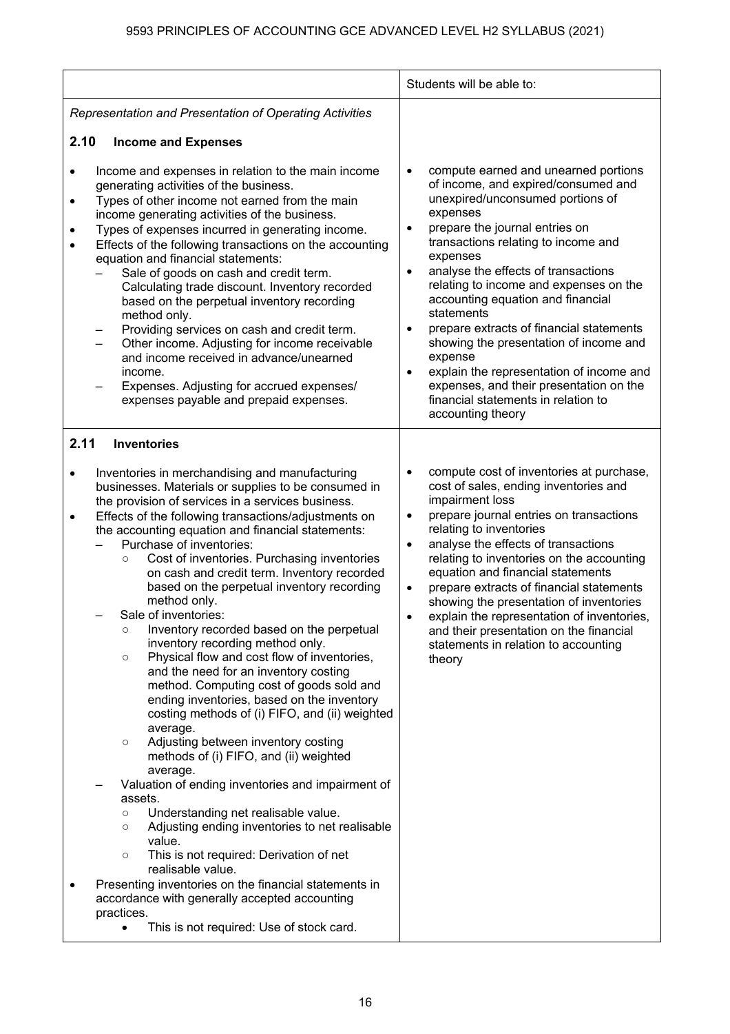| | Students will be able to: |
|---|---|
| *Representation and Presentation of Operating Activities*<br><br>**2.10 Income and Expenses**<br><br>• Income and expenses in relation to the main income generating activities of the business.<br>• Types of other income not earned from the main income generating activities of the business.<br>• Types of expenses incurred in generating income.<br>• Effects of the following transactions on the accounting equation and financial statements:<br>– Sale of goods on cash and credit term. Calculating trade discount. Inventory recorded based on the perpetual inventory recording method only.<br>– Providing services on cash and credit term.<br>– Other income. Adjusting for income receivable and income received in advance/unearned income.<br>– Expenses. Adjusting for accrued expenses/ expenses payable and prepaid expenses. | • compute earned and unearned portions of income, and expired/consumed and unexpired/unconsumed portions of expenses<br>• prepare the journal entries on transactions relating to income and expenses<br>• analyse the effects of transactions relating to income and expenses on the accounting equation and financial statements<br>• prepare extracts of financial statements showing the presentation of income and expense<br>• explain the representation of income and expenses, and their presentation on the financial statements in relation to accounting theory |
| **2.11 Inventories**<br><br>• Inventories in merchandising and manufacturing businesses. Materials or supplies to be consumed in the provision of services in a services business.<br>• Effects of the following transactions/adjustments on the accounting equation and financial statements:<br>– Purchase of inventories:<br>○ Cost of inventories. Purchasing inventories on cash and credit term. Inventory recorded based on the perpetual inventory recording method only.<br>– Sale of inventories:<br>○ Inventory recorded based on the perpetual inventory recording method only.<br>○ Physical flow and cost flow of inventories, and the need for an inventory costing method. Computing cost of goods sold and ending inventories, based on the inventory costing methods of (i) FIFO, and (ii) weighted average.<br>○ Adjusting between inventory costing methods of (i) FIFO, and (ii) weighted average.<br>– Valuation of ending inventories and impairment of assets.<br>○ Understanding net realisable value.<br>○ Adjusting ending inventories to net realisable value.<br>○ This is not required: Derivation of net realisable value.<br>• Presenting inventories on the financial statements in accordance with generally accepted accounting practices.<br>• This is not required: Use of stock card. | • compute cost of inventories at purchase, cost of sales, ending inventories and impairment loss<br>• prepare journal entries on transactions relating to inventories<br>• analyse the effects of transactions relating to inventories on the accounting equation and financial statements<br>• prepare extracts of financial statements showing the presentation of inventories<br>• explain the representation of inventories, and their presentation on the financial statements in relation to accounting theory |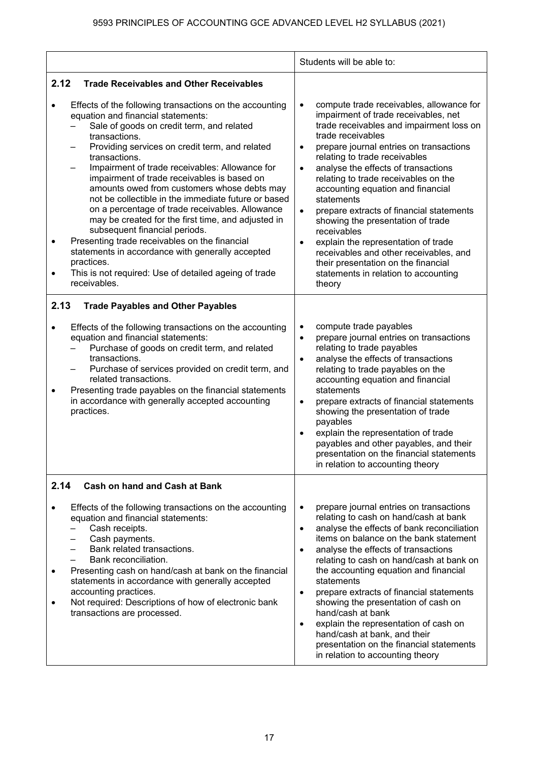| | Students will be able to: |
|---|---|
| **2.12 Trade Receivables and Other Receivables**<br><br>• Effects of the following transactions on the accounting equation and financial statements:<br>– Sale of goods on credit term, and related transactions.<br>– Providing services on credit term, and related transactions.<br>– Impairment of trade receivables: Allowance for impairment of trade receivables is based on amounts owed from customers whose debts may not be collectible in the immediate future or based on a percentage of trade receivables. Allowance may be created for the first time, and adjusted in subsequent financial periods.<br>• Presenting trade receivables on the financial statements in accordance with generally accepted practices.<br>• This is not required: Use of detailed ageing of trade receivables. | • compute trade receivables, allowance for impairment of trade receivables, net trade receivables and impairment loss on trade receivables<br>• prepare journal entries on transactions relating to trade receivables<br>• analyse the effects of transactions relating to trade receivables on the accounting equation and financial statements<br>• prepare extracts of financial statements showing the presentation of trade receivables<br>• explain the representation of trade receivables and other receivables, and their presentation on the financial statements in relation to accounting theory |
| **2.13 Trade Payables and Other Payables**<br><br>• Effects of the following transactions on the accounting equation and financial statements:<br>– Purchase of goods on credit term, and related transactions.<br>– Purchase of services provided on credit term, and related transactions.<br>• Presenting trade payables on the financial statements in accordance with generally accepted accounting practices. | • compute trade payables<br>• prepare journal entries on transactions relating to trade payables<br>• analyse the effects of transactions relating to trade payables on the accounting equation and financial statements<br>• prepare extracts of financial statements showing the presentation of trade payables<br>• explain the representation of trade payables and other payables, and their presentation on the financial statements in relation to accounting theory |
| **2.14 Cash on hand and Cash at Bank**<br><br>• Effects of the following transactions on the accounting equation and financial statements:<br>– Cash receipts.<br>– Cash payments.<br>– Bank related transactions.<br>– Bank reconciliation.<br>• Presenting cash on hand/cash at bank on the financial statements in accordance with generally accepted accounting practices.<br>• Not required: Descriptions of how of electronic bank transactions are processed. | • prepare journal entries on transactions relating to cash on hand/cash at bank<br>• analyse the effects of bank reconciliation items on balance on the bank statement<br>• analyse the effects of transactions relating to cash on hand/cash at bank on the accounting equation and financial statements<br>• prepare extracts of financial statements showing the presentation of cash on hand/cash at bank<br>• explain the representation of cash on hand/cash at bank, and their presentation on the financial statements in relation to accounting theory |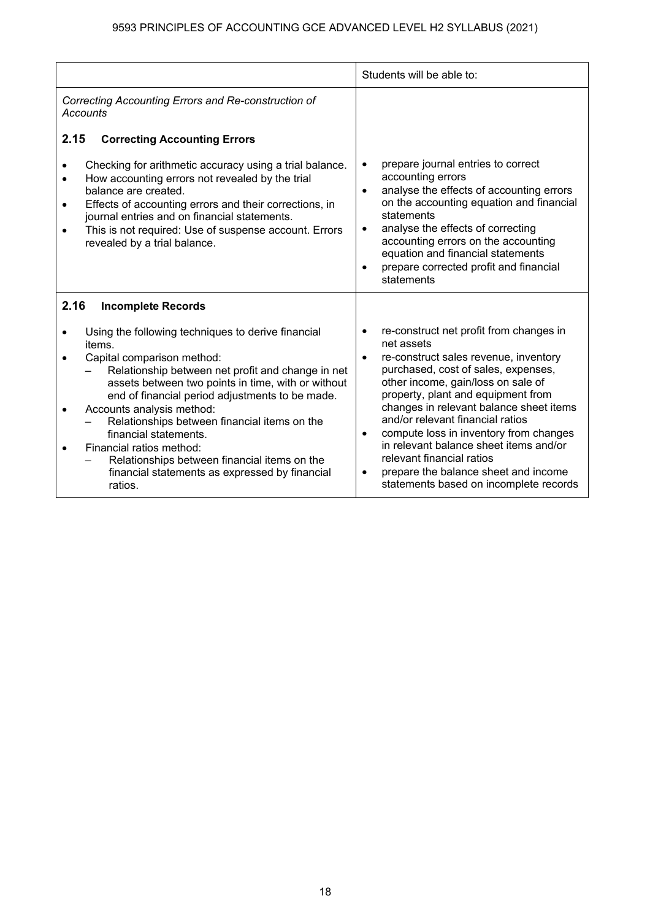| | Students will be able to: |
|---|---|
| *Correcting Accounting Errors and Re-construction of Accounts*<br><br>**2.15 Correcting Accounting Errors**<br><br>• Checking for arithmetic accuracy using a trial balance.<br>• How accounting errors not revealed by the trial balance are created.<br>• Effects of accounting errors and their corrections, in journal entries and on financial statements.<br>• This is not required: Use of suspense account. Errors revealed by a trial balance. | • prepare journal entries to correct accounting errors<br>• analyse the effects of accounting errors on the accounting equation and financial statements<br>• analyse the effects of correcting accounting errors on the accounting equation and financial statements<br>• prepare corrected profit and financial statements |
| **2.16 Incomplete Records**<br><br>• Using the following techniques to derive financial items.<br>• Capital comparison method:<br>– Relationship between net profit and change in net assets between two points in time, with or without end of financial period adjustments to be made.<br>• Accounts analysis method:<br>– Relationships between financial items on the financial statements.<br>• Financial ratios method:<br>– Relationships between financial items on the financial statements as expressed by financial ratios. | • re-construct net profit from changes in net assets<br>• re-construct sales revenue, inventory purchased, cost of sales, expenses, other income, gain/loss on sale of property, plant and equipment from changes in relevant balance sheet items and/or relevant financial ratios<br>• compute loss in inventory from changes in relevant balance sheet items and/or relevant financial ratios<br>• prepare the balance sheet and income statements based on incomplete records |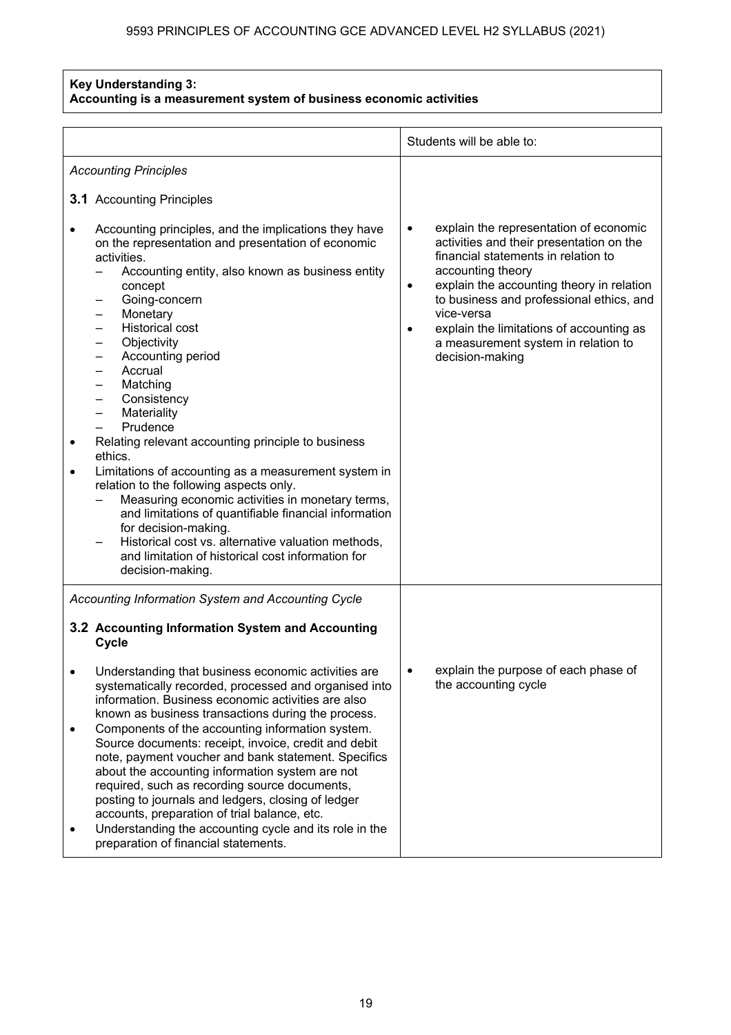**Key Understanding 3:**
**Accounting is a measurement system of business economic activities**

| | Students will be able to: |
|---|---|
| *Accounting Principles*<br><br>**3.1** Accounting Principles<br><br>• Accounting principles, and the implications they have on the representation and presentation of economic activities.<br>– Accounting entity, also known as business entity concept<br>– Going-concern<br>– Monetary<br>– Historical cost<br>– Objectivity<br>– Accounting period<br>– Accrual<br>– Matching<br>– Consistency<br>– Materiality<br>– Prudence<br>• Relating relevant accounting principle to business ethics.<br>• Limitations of accounting as a measurement system in relation to the following aspects only.<br>– Measuring economic activities in monetary terms, and limitations of quantifiable financial information for decision-making.<br>– Historical cost vs. alternative valuation methods, and limitation of historical cost information for decision-making. | • explain the representation of economic activities and their presentation on the financial statements in relation to accounting theory<br>• explain the accounting theory in relation to business and professional ethics, and vice-versa<br>• explain the limitations of accounting as a measurement system in relation to decision-making |
| *Accounting Information System and Accounting Cycle*<br><br>**3.2 Accounting Information System and Accounting Cycle**<br><br>• Understanding that business economic activities are systematically recorded, processed and organised into information. Business economic activities are also known as business transactions during the process.<br>• Components of the accounting information system. Source documents: receipt, invoice, credit and debit note, payment voucher and bank statement. Specifics about the accounting information system are not required, such as recording source documents, posting to journals and ledgers, closing of ledger accounts, preparation of trial balance, etc.<br>• Understanding the accounting cycle and its role in the preparation of financial statements. | • explain the purpose of each phase of the accounting cycle |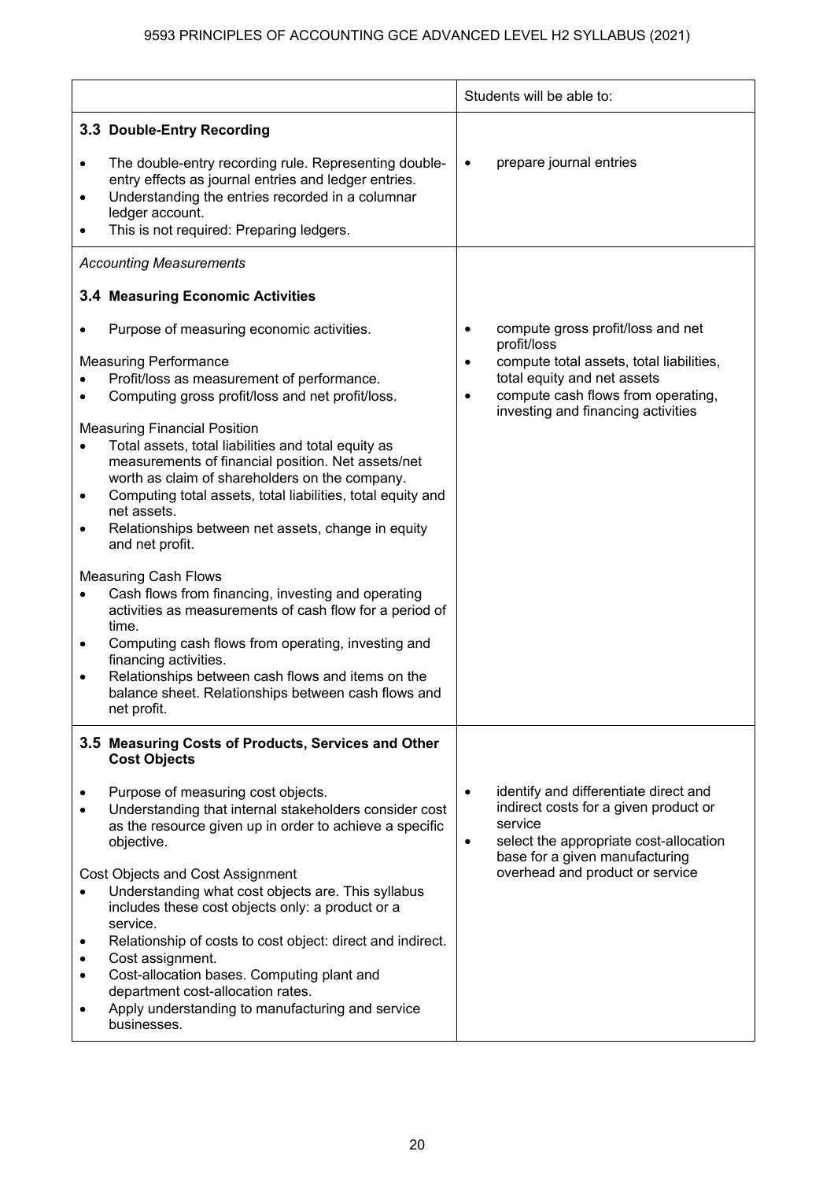| | Students will be able to: |
|---|---|
| **3.3 Double-Entry Recording**<br><br>• The double-entry recording rule. Representing double-entry effects as journal entries and ledger entries.<br>• Understanding the entries recorded in a columnar ledger account.<br>• This is not required: Preparing ledgers. | • prepare journal entries |
| *Accounting Measurements*<br><br>**3.4 Measuring Economic Activities**<br><br>• Purpose of measuring economic activities.<br><br>Measuring Performance<br>• Profit/loss as measurement of performance.<br>• Computing gross profit/loss and net profit/loss.<br><br>Measuring Financial Position<br>• Total assets, total liabilities and total equity as measurements of financial position. Net assets/net worth as claim of shareholders on the company.<br>• Computing total assets, total liabilities, total equity and net assets.<br>• Relationships between net assets, change in equity and net profit.<br><br>Measuring Cash Flows<br>• Cash flows from financing, investing and operating activities as measurements of cash flow for a period of time.<br>• Computing cash flows from operating, investing and financing activities.<br>• Relationships between cash flows and items on the balance sheet. Relationships between cash flows and net profit. | • compute gross profit/loss and net profit/loss<br>• compute total assets, total liabilities, total equity and net assets<br>• compute cash flows from operating, investing and financing activities |
| **3.5 Measuring Costs of Products, Services and Other Cost Objects**<br><br>• Purpose of measuring cost objects.<br>• Understanding that internal stakeholders consider cost as the resource given up in order to achieve a specific objective.<br><br>Cost Objects and Cost Assignment<br>• Understanding what cost objects are. This syllabus includes these cost objects only: a product or a service.<br>• Relationship of costs to cost object: direct and indirect.<br>• Cost assignment.<br>• Cost-allocation bases. Computing plant and department cost-allocation rates.<br>• Apply understanding to manufacturing and service businesses. | • identify and differentiate direct and indirect costs for a given product or service<br>• select the appropriate cost-allocation base for a given manufacturing overhead and product or service |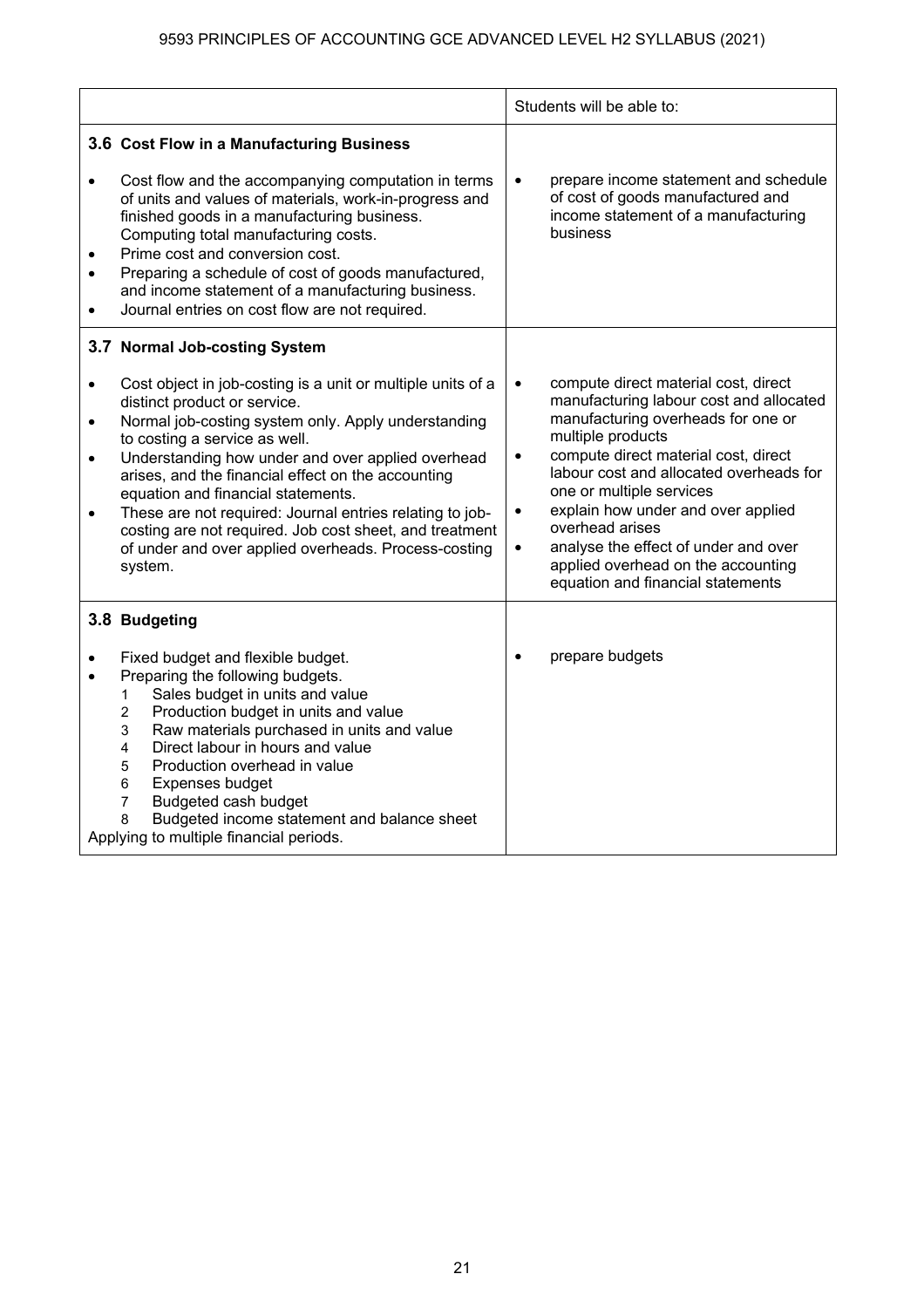| | Students will be able to: |
|---|---|
| **3.6 Cost Flow in a Manufacturing Business**<br><br>• Cost flow and the accompanying computation in terms of units and values of materials, work-in-progress and finished goods in a manufacturing business. Computing total manufacturing costs.<br>• Prime cost and conversion cost.<br>• Preparing a schedule of cost of goods manufactured, and income statement of a manufacturing business.<br>• Journal entries on cost flow are not required. | • prepare income statement and schedule of cost of goods manufactured and income statement of a manufacturing business |
| **3.7 Normal Job-costing System**<br><br>• Cost object in job-costing is a unit or multiple units of a distinct product or service.<br>• Normal job-costing system only. Apply understanding to costing a service as well.<br>• Understanding how under and over applied overhead arises, and the financial effect on the accounting equation and financial statements.<br>• These are not required: Journal entries relating to job-costing are not required. Job cost sheet, and treatment of under and over applied overheads. Process-costing system. | • compute direct material cost, direct manufacturing labour cost and allocated manufacturing overheads for one or multiple products<br>• compute direct material cost, direct labour cost and allocated overheads for one or multiple services<br>• explain how under and over applied overhead arises<br>• analyse the effect of under and over applied overhead on the accounting equation and financial statements |
| **3.8 Budgeting**<br><br>• Fixed budget and flexible budget.<br>• Preparing the following budgets.<br>1 Sales budget in units and value<br>2 Production budget in units and value<br>3 Raw materials purchased in units and value<br>4 Direct labour in hours and value<br>5 Production overhead in value<br>6 Expenses budget<br>7 Budgeted cash budget<br>8 Budgeted income statement and balance sheet<br>Applying to multiple financial periods. | • prepare budgets |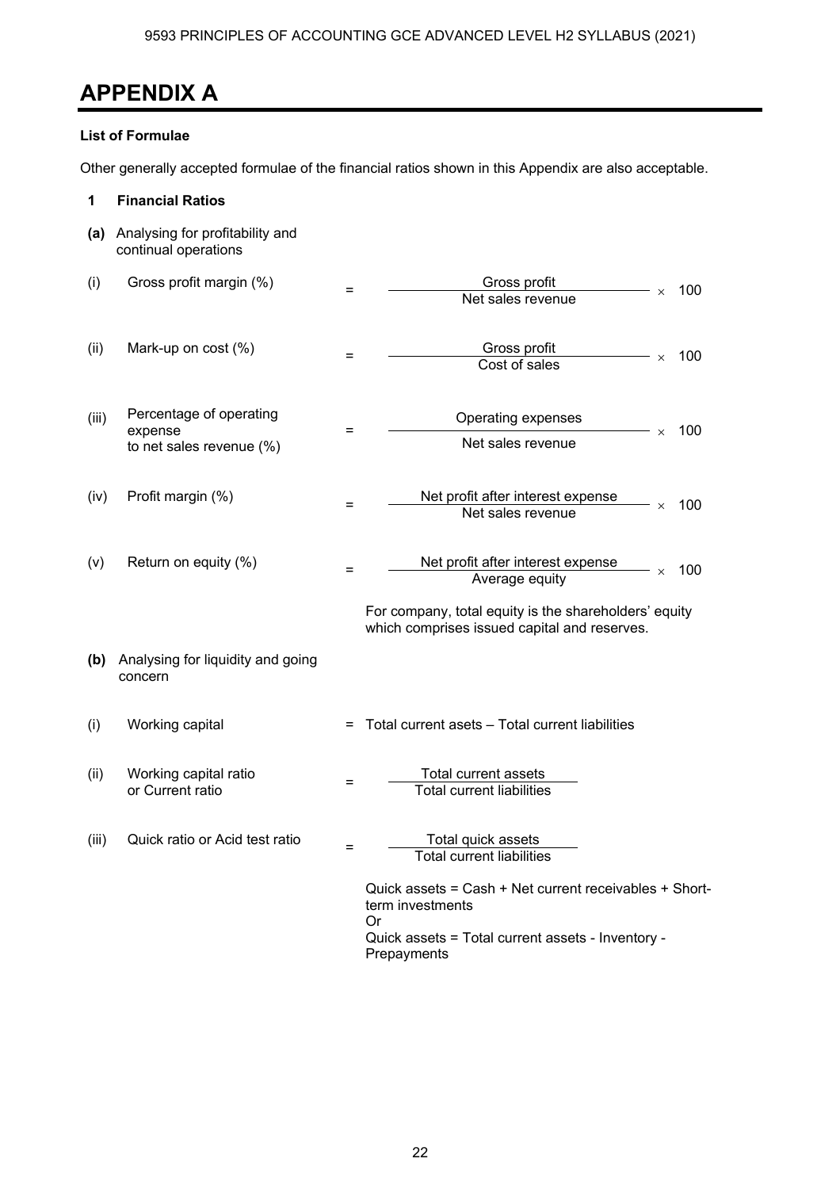# APPENDIX A

**List of Formulae**

Other generally accepted formulae of the financial ratios shown in this Appendix are also acceptable.

**1 Financial Ratios**

**(a)** Analysing for profitability and continual operations

(i) Gross profit margin (%)

$$= \frac{\text{Gross profit}}{\text{Net sales revenue}} \times 100$$

(ii) Mark-up on cost (%)

$$= \frac{\text{Gross profit}}{\text{Cost of sales}} \times 100$$

(iii) Percentage of operating expense to net sales revenue (%)

$$= \frac{\text{Operating expenses}}{\text{Net sales revenue}} \times 100$$

(iv) Profit margin (%)

$$= \frac{\text{Net profit after interest expense}}{\text{Net sales revenue}} \times 100$$

(v) Return on equity (%)

$$= \frac{\text{Net profit after interest expense}}{\text{Average equity}} \times 100$$

For company, total equity is the shareholders' equity which comprises issued capital and reserves.

**(b)** Analysing for liquidity and going concern

(i) Working capital = Total current asets – Total current liabilities

(ii) Working capital ratio or Current ratio

$$= \frac{\text{Total current assets}}{\text{Total current liabilities}}$$

(iii) Quick ratio or Acid test ratio

$$= \frac{\text{Total quick assets}}{\text{Total current liabilities}}$$

Quick assets = Cash + Net current receivables + Short-term investments
Or
Quick assets = Total current assets - Inventory - Prepayments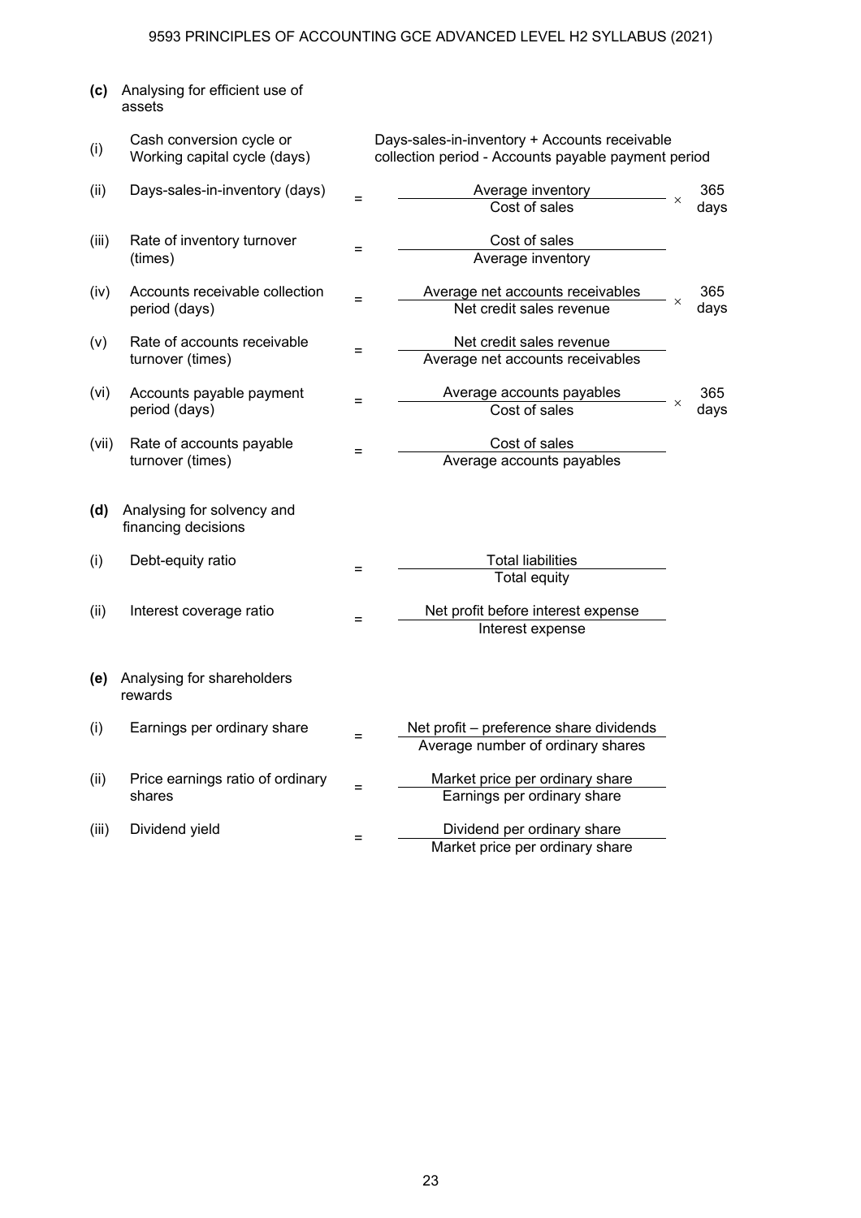**(c)** Analysing for efficient use of assets

(i) Cash conversion cycle or Working capital cycle (days)

Days-sales-in-inventory + Accounts receivable collection period - Accounts payable payment period

(ii) Days-sales-in-inventory (days)

$$= \frac{\text{Average inventory}}{\text{Cost of sales}} \times 365 \text{ days}$$

(iii) Rate of inventory turnover (times)

$$= \frac{\text{Cost of sales}}{\text{Average inventory}}$$

(iv) Accounts receivable collection period (days)

$$= \frac{\text{Average net accounts receivables}}{\text{Net credit sales revenue}} \times 365 \text{ days}$$

(v) Rate of accounts receivable turnover (times)

$$= \frac{\text{Net credit sales revenue}}{\text{Average net accounts receivables}}$$

(vi) Accounts payable payment period (days)

$$= \frac{\text{Average accounts payables}}{\text{Cost of sales}} \times 365 \text{ days}$$

(vii) Rate of accounts payable turnover (times)

$$= \frac{\text{Cost of sales}}{\text{Average accounts payables}}$$

**(d)** Analysing for solvency and financing decisions

(i) Debt-equity ratio

$$= \frac{\text{Total liabilities}}{\text{Total equity}}$$

(ii) Interest coverage ratio

$$= \frac{\text{Net profit before interest expense}}{\text{Interest expense}}$$

**(e)** Analysing for shareholders rewards

(i) Earnings per ordinary share

$$= \frac{\text{Net profit – preference share dividends}}{\text{Average number of ordinary shares}}$$

(ii) Price earnings ratio of ordinary shares

$$= \frac{\text{Market price per ordinary share}}{\text{Earnings per ordinary share}}$$

(iii) Dividend yield

$$= \frac{\text{Dividend per ordinary share}}{\text{Market price per ordinary share}}$$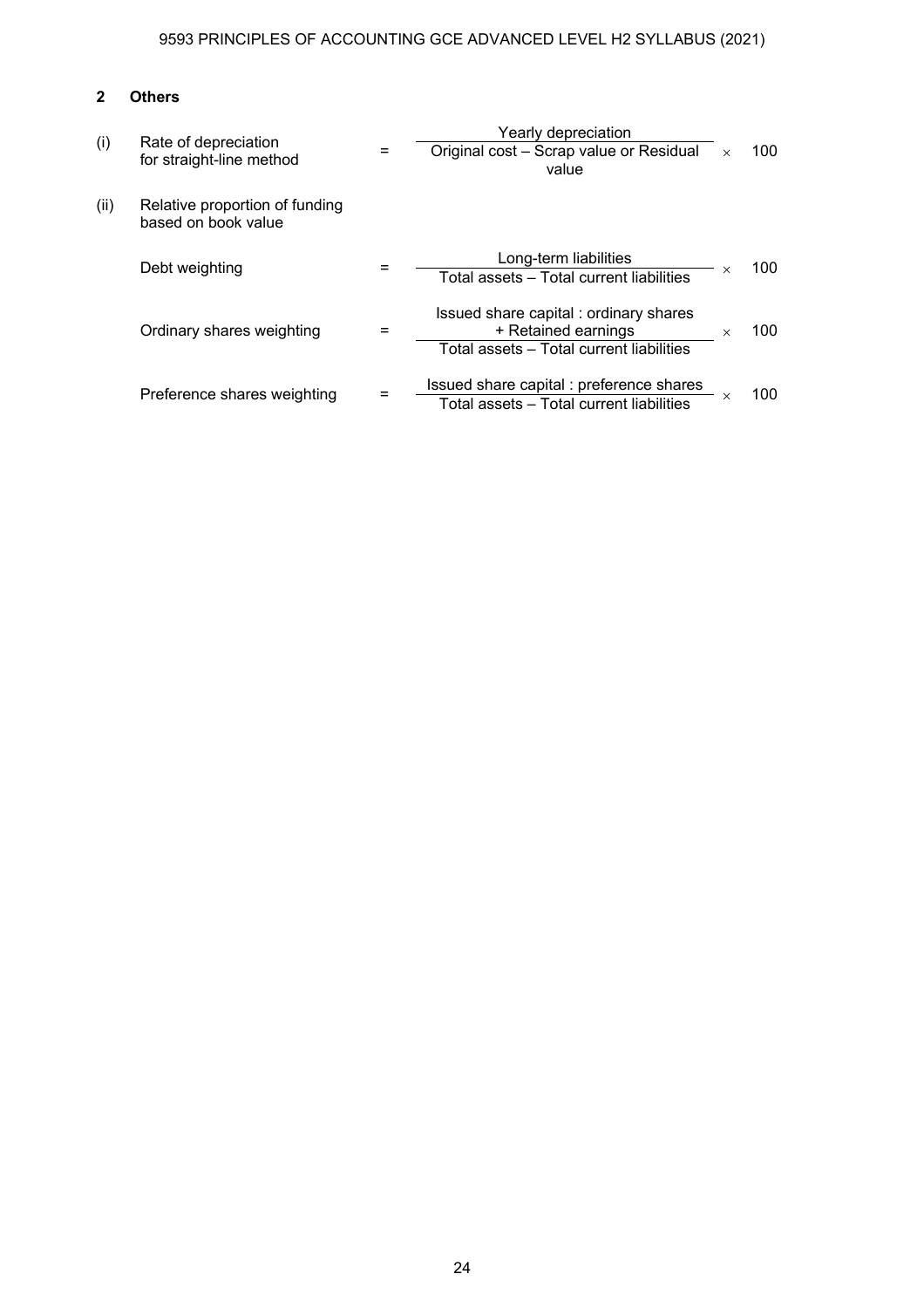## 2 Others

(i) Rate of depreciation for straight-line method

$$= \frac{\text{Yearly depreciation}}{\text{Original cost – Scrap value or Residual value}} \times 100$$

(ii) Relative proportion of funding based on book value

Debt weighting

$$= \frac{\text{Long-term liabilities}}{\text{Total assets – Total current liabilities}} \times 100$$

Ordinary shares weighting

$$= \frac{\text{Issued share capital : ordinary shares + Retained earnings}}{\text{Total assets – Total current liabilities}} \times 100$$

Preference shares weighting

$$= \frac{\text{Issued share capital : preference shares}}{\text{Total assets – Total current liabilities}} \times 100$$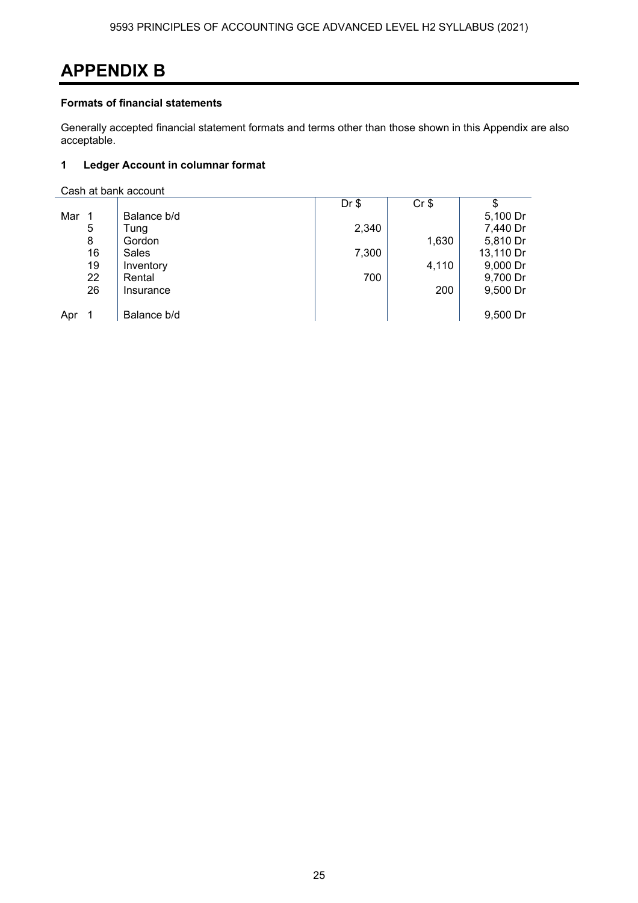# APPENDIX B

**Formats of financial statements**

Generally accepted financial statement formats and terms other than those shown in this Appendix are also acceptable.

## 1 Ledger Account in columnar format

Cash at bank account

| | | | Dr $ | Cr $ | $ |
|---|---|---|---|---|---|
| Mar | 1 | Balance b/d | | | 5,100 Dr |
| | 5 | Tung | 2,340 | | 7,440 Dr |
| | 8 | Gordon | | 1,630 | 5,810 Dr |
| | 16 | Sales | 7,300 | | 13,110 Dr |
| | 19 | Inventory | | 4,110 | 9,000 Dr |
| | 22 | Rental | 700 | | 9,700 Dr |
| | 26 | Insurance | | 200 | 9,500 Dr |
| Apr | 1 | Balance b/d | | | 9,500 Dr |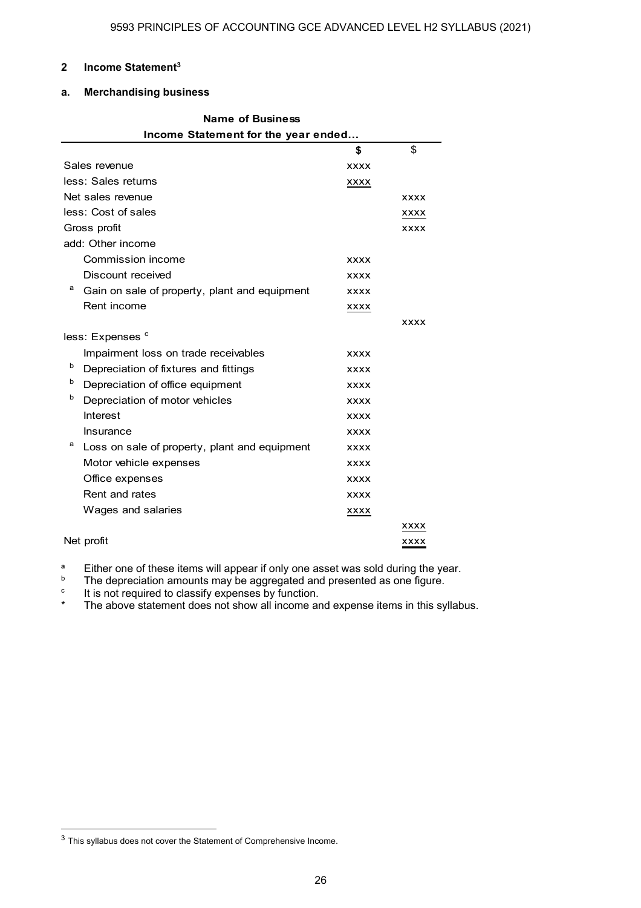## 2 Income Statement[3]

### a. Merchandising business

**Name of Business**

**Income Statement for the year ended...**

| | | $ | $ |
|---|---|---|---|
| | Sales revenue | xxxx | |
| | less: Sales returns | xxxx | |
| | Net sales revenue | | xxxx |
| | less: Cost of sales | | xxxx |
| | Gross profit | | xxxx |
| | add: Other income | | |
| | Commission income | xxxx | |
| | Discount received | xxxx | |
| a | Gain on sale of property, plant and equipment | xxxx | |
| | Rent income | xxxx | |
| | | | xxxx |
| | less: Expenses [c] | | |
| | Impairment loss on trade receivables | xxxx | |
| b | Depreciation of fixtures and fittings | xxxx | |
| b | Depreciation of office equipment | xxxx | |
| b | Depreciation of motor vehicles | xxxx | |
| | Interest | xxxx | |
| | Insurance | xxxx | |
| a | Loss on sale of property, plant and equipment | xxxx | |
| | Motor vehicle expenses | xxxx | |
| | Office expenses | xxxx | |
| | Rent and rates | xxxx | |
| | Wages and salaries | xxxx | |
| | | | xxxx |
| | Net profit | | xxxx |

a Either one of these items will appear if only one asset was sold during the year.
b The depreciation amounts may be aggregated and presented as one figure.
c It is not required to classify expenses by function.
* The above statement does not show all income and expense items in this syllabus.

[3] This syllabus does not cover the Statement of Comprehensive Income.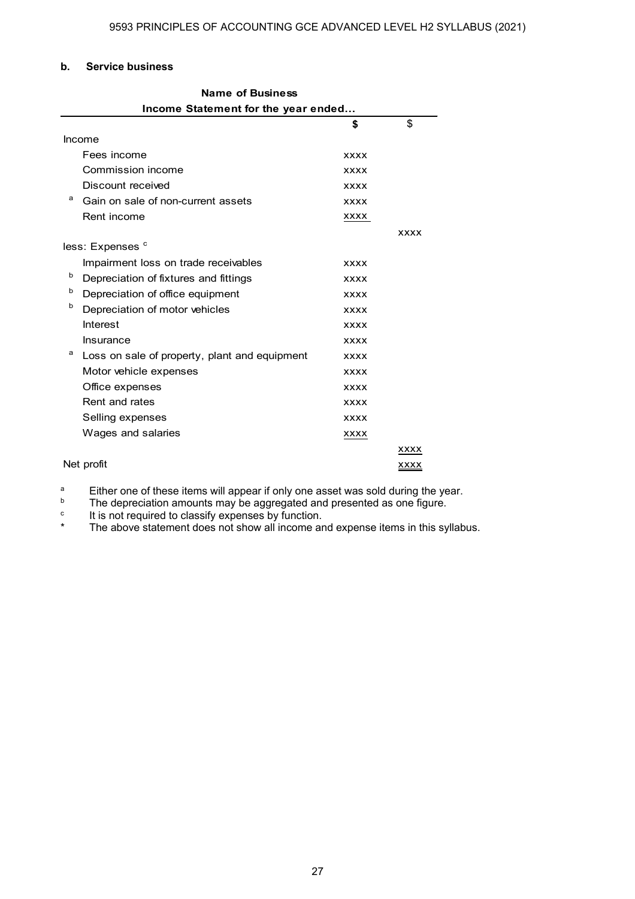**b. Service business**

| Name of Business | | |
|---|---|---|
| **Income Statement for the year ended...** | | |
| | **$** | $ |
| Income | | |
| Fees income | xxxx | |
| Commission income | xxxx | |
| Discount received | xxxx | |
| [a] Gain on sale of non-current assets | xxxx | |
| Rent income | xxxx | |
| | | xxxx |
| less: Expenses [c] | | |
| Impairment loss on trade receivables | xxxx | |
| [b] Depreciation of fixtures and fittings | xxxx | |
| [b] Depreciation of office equipment | xxxx | |
| [b] Depreciation of motor vehicles | xxxx | |
| Interest | xxxx | |
| Insurance | xxxx | |
| [a] Loss on sale of property, plant and equipment | xxxx | |
| Motor vehicle expenses | xxxx | |
| Office expenses | xxxx | |
| Rent and rates | xxxx | |
| Selling expenses | xxxx | |
| Wages and salaries | xxxx | |
| | | xxxx |
| Net profit | | xxxx |

[a] Either one of these items will appear if only one asset was sold during the year.
[b] The depreciation amounts may be aggregated and presented as one figure.
[c] It is not required to classify expenses by function.
* The above statement does not show all income and expense items in this syllabus.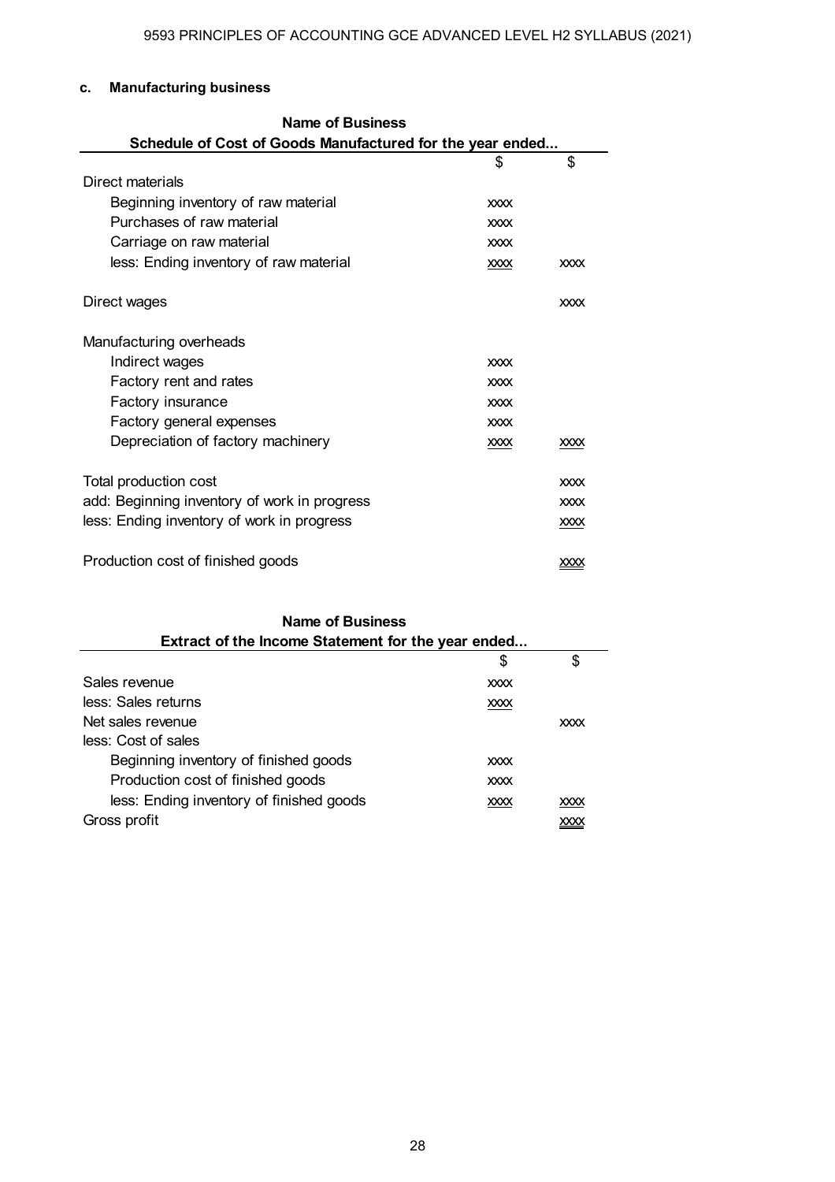**c. Manufacturing business**

**Name of Business**
**Schedule of Cost of Goods Manufactured for the year ended...**

| | $ | $ |
|---|---|---|
| Direct materials | | |
| Beginning inventory of raw material | xxxx | |
| Purchases of raw material | xxxx | |
| Carriage on raw material | xxxx | |
| less: Ending inventory of raw material | xxxx | xxxx |
| | | |
| Direct wages | | xxxx |
| | | |
| Manufacturing overheads | | |
| Indirect wages | xxxx | |
| Factory rent and rates | xxxx | |
| Factory insurance | xxxx | |
| Factory general expenses | xxxx | |
| Depreciation of factory machinery | xxxx | xxxx |
| | | |
| Total production cost | | xxxx |
| add: Beginning inventory of work in progress | | xxxx |
| less: Ending inventory of work in progress | | xxxx |
| | | |
| Production cost of finished goods | | xxxx |

**Name of Business**
**Extract of the Income Statement for the year ended...**

| | $ | $ |
|---|---|---|
| Sales revenue | xxxx | |
| less: Sales returns | xxxx | |
| Net sales revenue | | xxxx |
| less: Cost of sales | | |
| Beginning inventory of finished goods | xxxx | |
| Production cost of finished goods | xxxx | |
| less: Ending inventory of finished goods | xxxx | xxxx |
| Gross profit | | xxxx |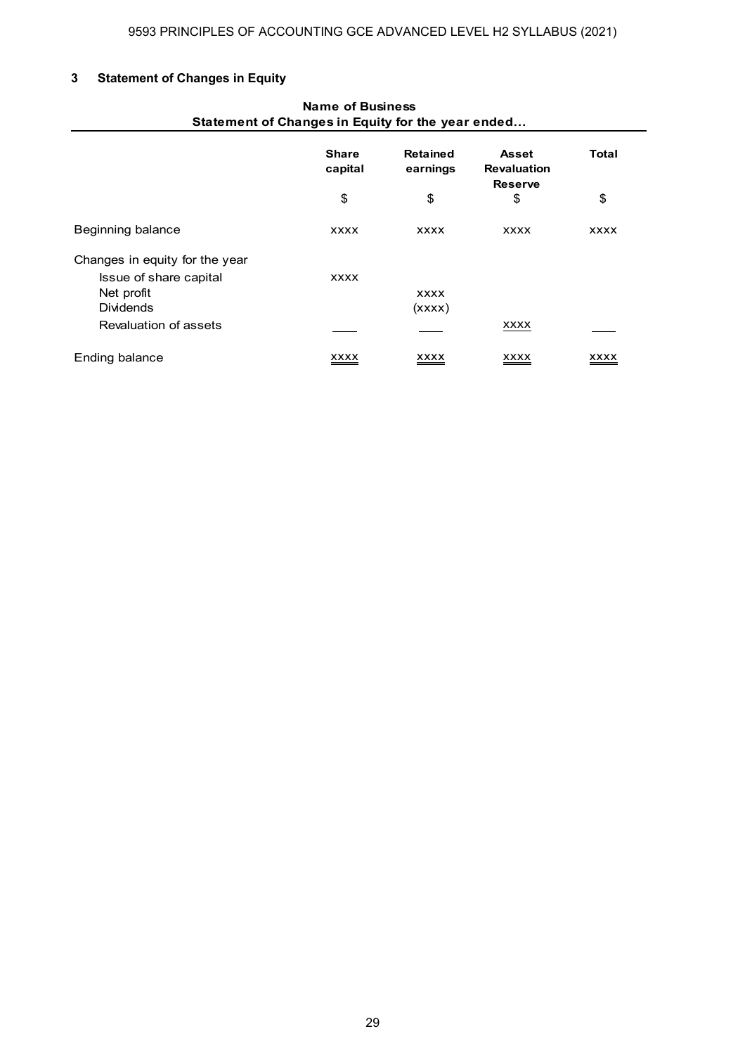## 3 Statement of Changes in Equity

**Name of Business**
**Statement of Changes in Equity for the year ended...**

| | Share capital | Retained earnings | Asset Revaluation Reserve | Total |
|---|---|---|---|---|
| | $ | $ | $ | $ |
| Beginning balance | xxxx | xxxx | xxxx | xxxx |
| Changes in equity for the year | | | | |
| Issue of share capital | xxxx | | | |
| Net profit | | xxxx | | |
| Dividends | | (xxxx) | | |
| Revaluation of assets | | | xxxx | |
| Ending balance | xxxx | xxxx | xxxx | xxxx |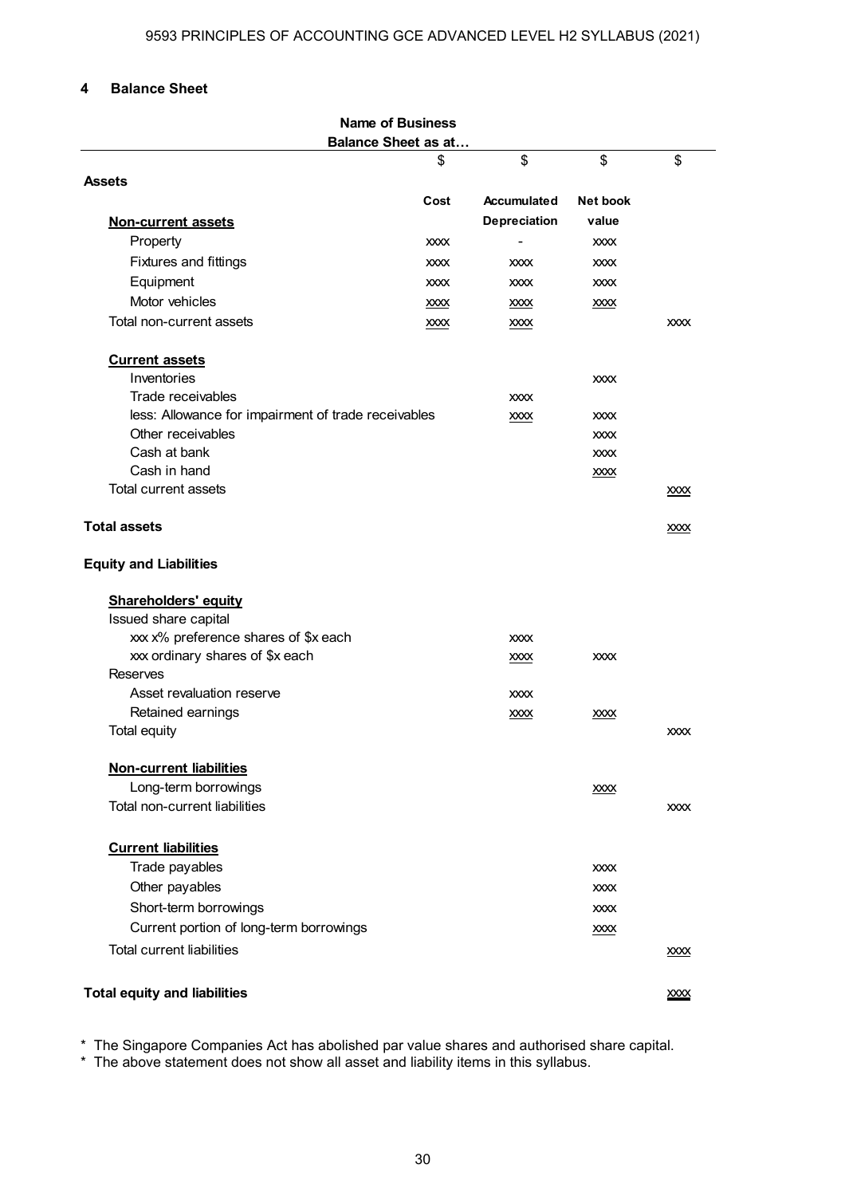## 4 Balance Sheet

**Name of Business**
**Balance Sheet as at…**

| | $ | $ | $ | $ |
|---|---|---|---|---|
| **Assets** | | | | |
| | **Cost** | **Accumulated Depreciation** | **Net book value** | |
| **Non-current assets** | | | | |
| Property | xxxx | - | xxxx | |
| Fixtures and fittings | xxxx | xxxx | xxxx | |
| Equipment | xxxx | xxxx | xxxx | |
| Motor vehicles | xxxx | xxxx | xxxx | |
| Total non-current assets | xxxx | xxxx | | xxxx |
| | | | | |
| **Current assets** | | | | |
| Inventories | | | xxxx | |
| Trade receivables | | xxxx | | |
| less: Allowance for impairment of trade receivables | | xxxx | xxxx | |
| Other receivables | | | xxxx | |
| Cash at bank | | | xxxx | |
| Cash in hand | | | xxxx | |
| Total current assets | | | | xxxx |
| | | | | |
| **Total assets** | | | | xxxx |
| | | | | |
| **Equity and Liabilities** | | | | |
| | | | | |
| **Shareholders' equity** | | | | |
| Issued share capital | | | | |
| xxx x% preference shares of $x each | | xxxx | | |
| xxx ordinary shares of $x each | | xxxx | xxxx | |
| Reserves | | | | |
| Asset revaluation reserve | | xxxx | | |
| Retained earnings | | xxxx | xxxx | |
| Total equity | | | | xxxx |
| | | | | |
| **Non-current liabilities** | | | | |
| Long-term borrowings | | | xxxx | |
| Total non-current liabilities | | | | xxxx |
| | | | | |
| **Current liabilities** | | | | |
| Trade payables | | | xxxx | |
| Other payables | | | xxxx | |
| Short-term borrowings | | | xxxx | |
| Current portion of long-term borrowings | | | xxxx | |
| Total current liabilities | | | | xxxx |
| | | | | |
| **Total equity and liabilities** | | | | xxxx |

* The Singapore Companies Act has abolished par value shares and authorised share capital.
* The above statement does not show all asset and liability items in this syllabus.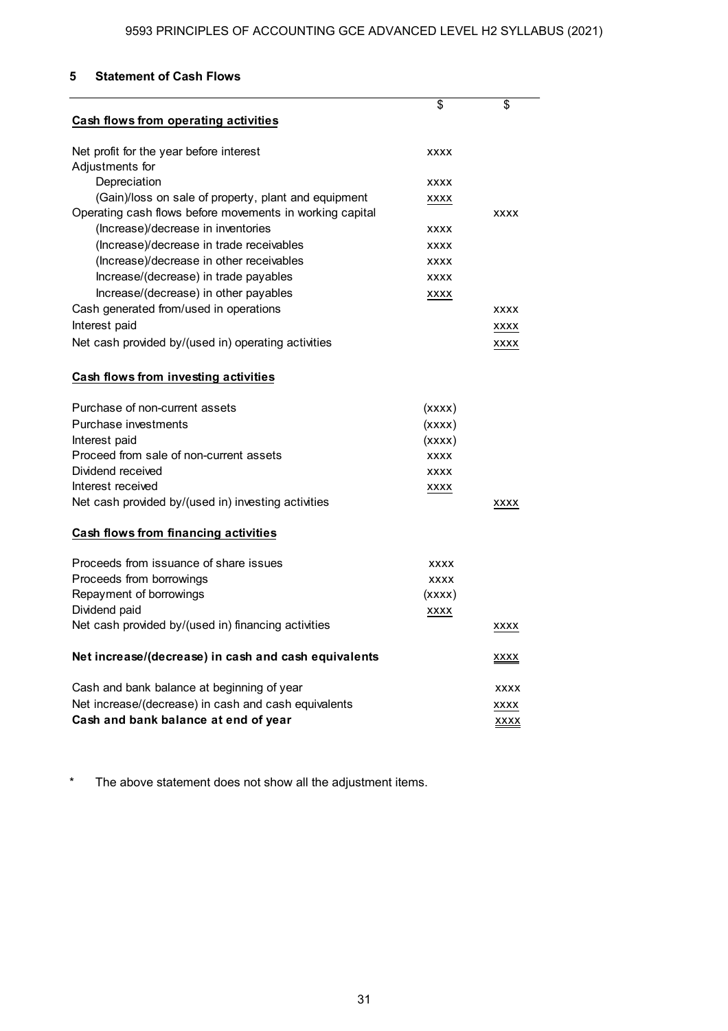## 5 Statement of Cash Flows

| | \$ | \$ |
|---|---|---|
| **Cash flows from operating activities** | | |
| | | |
| Net profit for the year before interest | xxxx | |
| Adjustments for | | |
| Depreciation | xxxx | |
| (Gain)/loss on sale of property, plant and equipment | xxxx | |
| Operating cash flows before movements in working capital | | xxxx |
| (Increase)/decrease in inventories | xxxx | |
| (Increase)/decrease in trade receivables | xxxx | |
| (Increase)/decrease in other receivables | xxxx | |
| Increase/(decrease) in trade payables | xxxx | |
| Increase/(decrease) in other payables | xxxx | |
| Cash generated from/used in operations | | xxxx |
| Interest paid | | xxxx |
| Net cash provided by/(used in) operating activities | | xxxx |
| | | |
| **Cash flows from investing activities** | | |
| | | |
| Purchase of non-current assets | (xxxx) | |
| Purchase investments | (xxxx) | |
| Interest paid | (xxxx) | |
| Proceed from sale of non-current assets | xxxx | |
| Dividend received | xxxx | |
| Interest received | xxxx | |
| Net cash provided by/(used in) investing activities | | xxxx |
| | | |
| **Cash flows from financing activities** | | |
| | | |
| Proceeds from issuance of share issues | xxxx | |
| Proceeds from borrowings | xxxx | |
| Repayment of borrowings | (xxxx) | |
| Dividend paid | xxxx | |
| Net cash provided by/(used in) financing activities | | xxxx |
| | | |
| **Net increase/(decrease) in cash and cash equivalents** | | xxxx |
| | | |
| Cash and bank balance at beginning of year | | xxxx |
| Net increase/(decrease) in cash and cash equivalents | | xxxx |
| **Cash and bank balance at end of year** | | xxxx |

\* The above statement does not show all the adjustment items.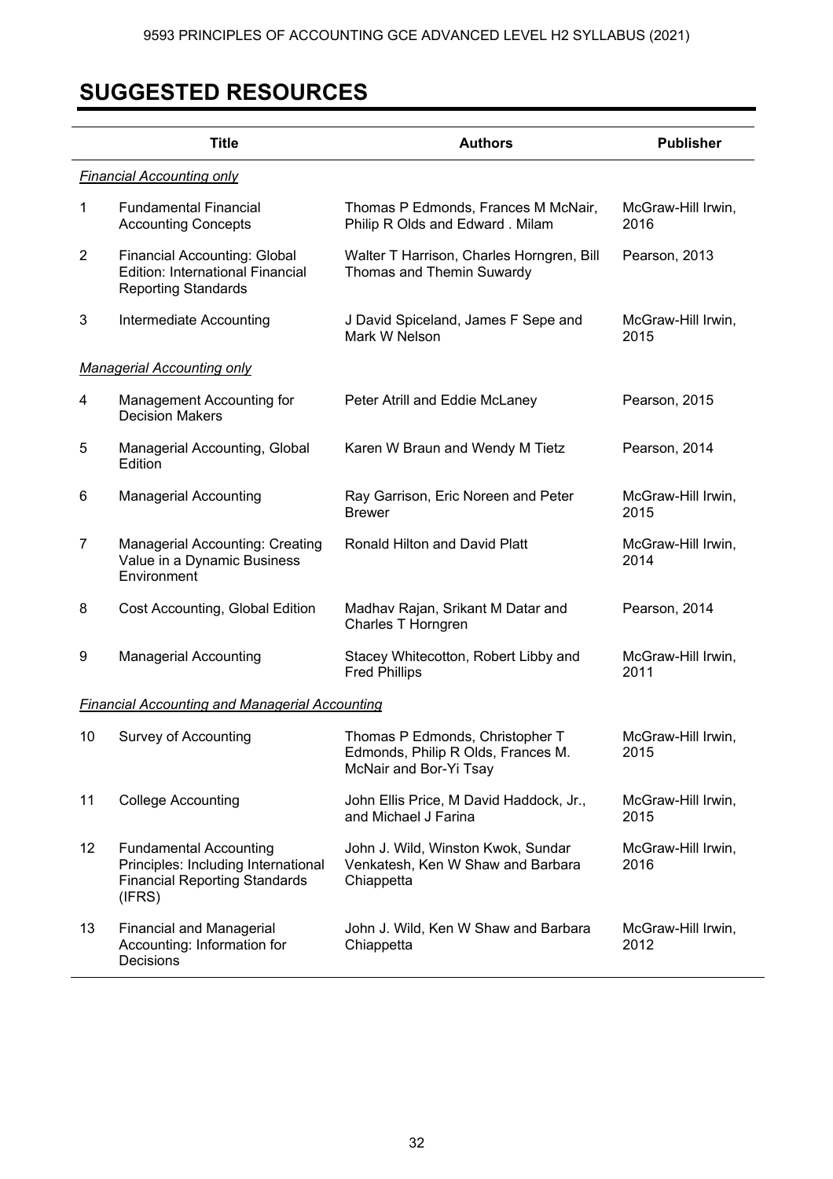# SUGGESTED RESOURCES

| | Title | Authors | Publisher |
|---|---|---|---|
| *Financial Accounting only* | | | |
| 1 | Fundamental Financial Accounting Concepts | Thomas P Edmonds, Frances M McNair, Philip R Olds and Edward . Milam | McGraw-Hill Irwin, 2016 |
| 2 | Financial Accounting: Global Edition: International Financial Reporting Standards | Walter T Harrison, Charles Horngren, Bill Thomas and Themin Suwardy | Pearson, 2013 |
| 3 | Intermediate Accounting | J David Spiceland, James F Sepe and Mark W Nelson | McGraw-Hill Irwin, 2015 |
| *Managerial Accounting only* | | | |
| 4 | Management Accounting for Decision Makers | Peter Atrill and Eddie McLaney | Pearson, 2015 |
| 5 | Managerial Accounting, Global Edition | Karen W Braun and Wendy M Tietz | Pearson, 2014 |
| 6 | Managerial Accounting | Ray Garrison, Eric Noreen and Peter Brewer | McGraw-Hill Irwin, 2015 |
| 7 | Managerial Accounting: Creating Value in a Dynamic Business Environment | Ronald Hilton and David Platt | McGraw-Hill Irwin, 2014 |
| 8 | Cost Accounting, Global Edition | Madhav Rajan, Srikant M Datar and Charles T Horngren | Pearson, 2014 |
| 9 | Managerial Accounting | Stacey Whitecotton, Robert Libby and Fred Phillips | McGraw-Hill Irwin, 2011 |
| *Financial Accounting and Managerial Accounting* | | | |
| 10 | Survey of Accounting | Thomas P Edmonds, Christopher T Edmonds, Philip R Olds, Frances M. McNair and Bor-Yi Tsay | McGraw-Hill Irwin, 2015 |
| 11 | College Accounting | John Ellis Price, M David Haddock, Jr., and Michael J Farina | McGraw-Hill Irwin, 2015 |
| 12 | Fundamental Accounting Principles: Including International Financial Reporting Standards (IFRS) | John J. Wild, Winston Kwok, Sundar Venkatesh, Ken W Shaw and Barbara Chiappetta | McGraw-Hill Irwin, 2016 |
| 13 | Financial and Managerial Accounting: Information for Decisions | John J. Wild, Ken W Shaw and Barbara Chiappetta | McGraw-Hill Irwin, 2012 |